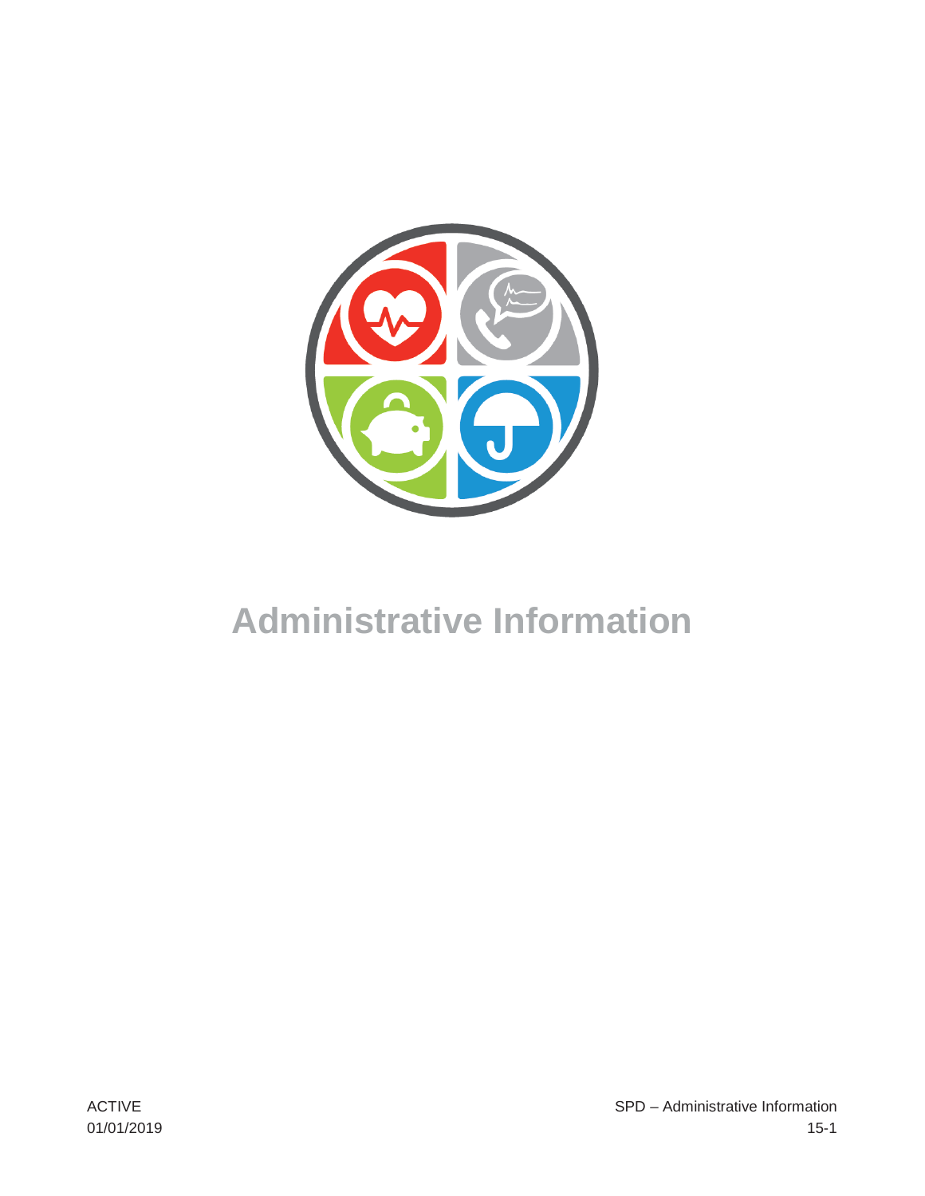# Administrative Information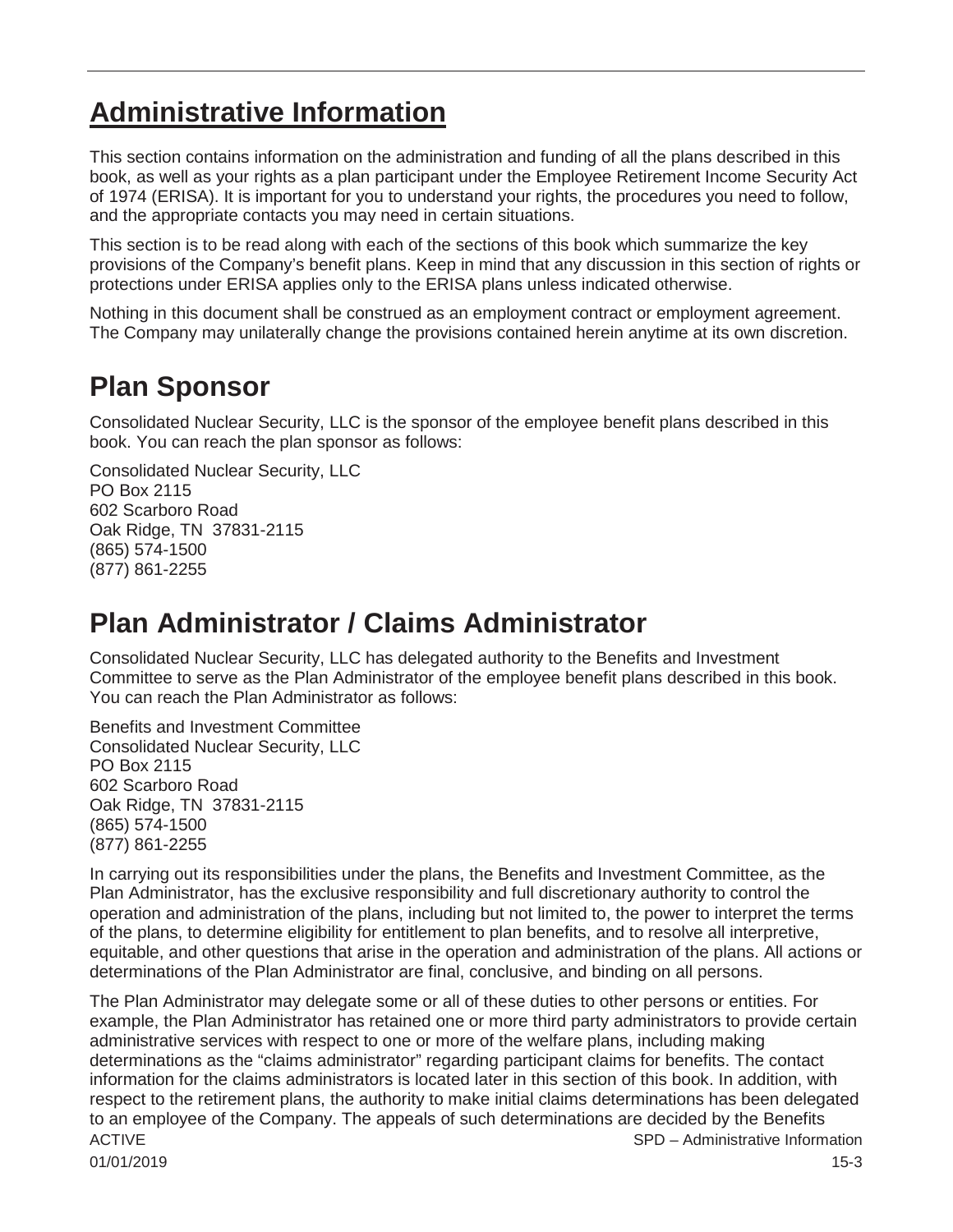# Administrative Information

This section contains information on the administration and funding of all the plans described in this book, as well as your rights as a plan participant under the Employee Retirement Income Security Act of 1974 (ERISA). It is important for you to understand your rights, the procedures you need to follow, and the appropriate contacts you may need in certain situations.

This section is to be read along with each of the sections of this book which summarize the key provisions of the Company's benefit plans. Keep in mind that any discussion in this section of rights or protections under ERISA applies only to the ERISA plans unless indicated otherwise.

Nothing in this document shall be construed as an employment contract or employment agreement. The Company may unilaterally change the provisions contained herein anytime at its own discretion.

## Plan Sponsor

Consolidated Nuclear Security, LLC is the sponsor of the employee benefit plans described in this book. You can reach the plan sponsor as follows:

Consolidated Nuclear Security, LLC
PO Box 2115
602 Scarboro Road
Oak Ridge, TN 37831-2115
(865) 574-1500
(877) 861-2255

## Plan Administrator / Claims Administrator

Consolidated Nuclear Security, LLC has delegated authority to the Benefits and Investment Committee to serve as the Plan Administrator of the employee benefit plans described in this book. You can reach the Plan Administrator as follows:

Benefits and Investment Committee
Consolidated Nuclear Security, LLC
PO Box 2115
602 Scarboro Road
Oak Ridge, TN 37831-2115
(865) 574-1500
(877) 861-2255

In carrying out its responsibilities under the plans, the Benefits and Investment Committee, as the Plan Administrator, has the exclusive responsibility and full discretionary authority to control the operation and administration of the plans, including but not limited to, the power to interpret the terms of the plans, to determine eligibility for entitlement to plan benefits, and to resolve all interpretive, equitable, and other questions that arise in the operation and administration of the plans. All actions or determinations of the Plan Administrator are final, conclusive, and binding on all persons.

The Plan Administrator may delegate some or all of these duties to other persons or entities. For example, the Plan Administrator has retained one or more third party administrators to provide certain administrative services with respect to one or more of the welfare plans, including making determinations as the "claims administrator" regarding participant claims for benefits. The contact information for the claims administrators is located later in this section of this book. In addition, with respect to the retirement plans, the authority to make initial claims determinations has been delegated to an employee of the Company. The appeals of such determinations are decided by the Benefits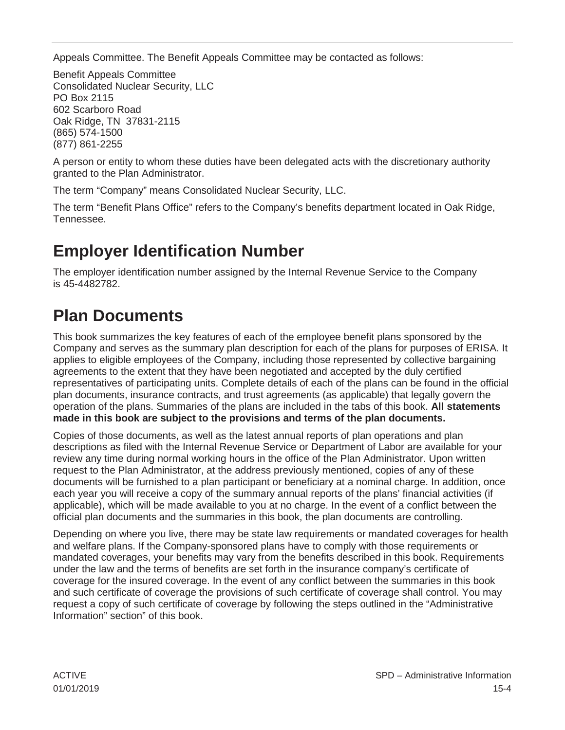Appeals Committee. The Benefit Appeals Committee may be contacted as follows:

Benefit Appeals Committee
Consolidated Nuclear Security, LLC
PO Box 2115
602 Scarboro Road
Oak Ridge, TN 37831-2115
(865) 574-1500
(877) 861-2255

A person or entity to whom these duties have been delegated acts with the discretionary authority granted to the Plan Administrator.

The term "Company" means Consolidated Nuclear Security, LLC.

The term "Benefit Plans Office" refers to the Company's benefits department located in Oak Ridge, Tennessee.

# Employer Identification Number

The employer identification number assigned by the Internal Revenue Service to the Company is 45-4482782.

# Plan Documents

This book summarizes the key features of each of the employee benefit plans sponsored by the Company and serves as the summary plan description for each of the plans for purposes of ERISA. It applies to eligible employees of the Company, including those represented by collective bargaining agreements to the extent that they have been negotiated and accepted by the duly certified representatives of participating units. Complete details of each of the plans can be found in the official plan documents, insurance contracts, and trust agreements (as applicable) that legally govern the operation of the plans. Summaries of the plans are included in the tabs of this book. **All statements made in this book are subject to the provisions and terms of the plan documents.**

Copies of those documents, as well as the latest annual reports of plan operations and plan descriptions as filed with the Internal Revenue Service or Department of Labor are available for your review any time during normal working hours in the office of the Plan Administrator. Upon written request to the Plan Administrator, at the address previously mentioned, copies of any of these documents will be furnished to a plan participant or beneficiary at a nominal charge. In addition, once each year you will receive a copy of the summary annual reports of the plans' financial activities (if applicable), which will be made available to you at no charge. In the event of a conflict between the official plan documents and the summaries in this book, the plan documents are controlling.

Depending on where you live, there may be state law requirements or mandated coverages for health and welfare plans. If the Company-sponsored plans have to comply with those requirements or mandated coverages, your benefits may vary from the benefits described in this book. Requirements under the law and the terms of benefits are set forth in the insurance company's certificate of coverage for the insured coverage. In the event of any conflict between the summaries in this book and such certificate of coverage the provisions of such certificate of coverage shall control. You may request a copy of such certificate of coverage by following the steps outlined in the "Administrative Information" section" of this book.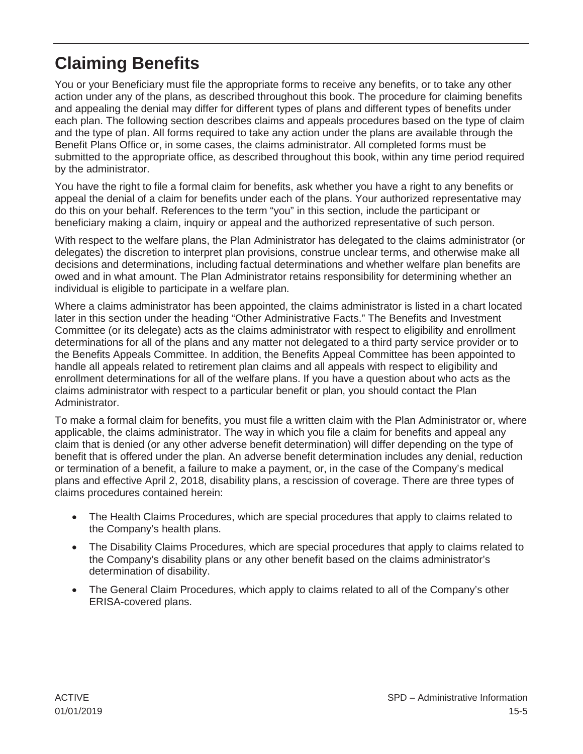# Claiming Benefits

You or your Beneficiary must file the appropriate forms to receive any benefits, or to take any other action under any of the plans, as described throughout this book. The procedure for claiming benefits and appealing the denial may differ for different types of plans and different types of benefits under each plan. The following section describes claims and appeals procedures based on the type of claim and the type of plan. All forms required to take any action under the plans are available through the Benefit Plans Office or, in some cases, the claims administrator. All completed forms must be submitted to the appropriate office, as described throughout this book, within any time period required by the administrator.

You have the right to file a formal claim for benefits, ask whether you have a right to any benefits or appeal the denial of a claim for benefits under each of the plans. Your authorized representative may do this on your behalf. References to the term "you" in this section, include the participant or beneficiary making a claim, inquiry or appeal and the authorized representative of such person.

With respect to the welfare plans, the Plan Administrator has delegated to the claims administrator (or delegates) the discretion to interpret plan provisions, construe unclear terms, and otherwise make all decisions and determinations, including factual determinations and whether welfare plan benefits are owed and in what amount. The Plan Administrator retains responsibility for determining whether an individual is eligible to participate in a welfare plan.

Where a claims administrator has been appointed, the claims administrator is listed in a chart located later in this section under the heading "Other Administrative Facts." The Benefits and Investment Committee (or its delegate) acts as the claims administrator with respect to eligibility and enrollment determinations for all of the plans and any matter not delegated to a third party service provider or to the Benefits Appeals Committee. In addition, the Benefits Appeal Committee has been appointed to handle all appeals related to retirement plan claims and all appeals with respect to eligibility and enrollment determinations for all of the welfare plans. If you have a question about who acts as the claims administrator with respect to a particular benefit or plan, you should contact the Plan Administrator.

To make a formal claim for benefits, you must file a written claim with the Plan Administrator or, where applicable, the claims administrator. The way in which you file a claim for benefits and appeal any claim that is denied (or any other adverse benefit determination) will differ depending on the type of benefit that is offered under the plan. An adverse benefit determination includes any denial, reduction or termination of a benefit, a failure to make a payment, or, in the case of the Company's medical plans and effective April 2, 2018, disability plans, a rescission of coverage. There are three types of claims procedures contained herein:

- The Health Claims Procedures, which are special procedures that apply to claims related to the Company's health plans.
- The Disability Claims Procedures, which are special procedures that apply to claims related to the Company's disability plans or any other benefit based on the claims administrator's determination of disability.
- The General Claim Procedures, which apply to claims related to all of the Company's other ERISA-covered plans.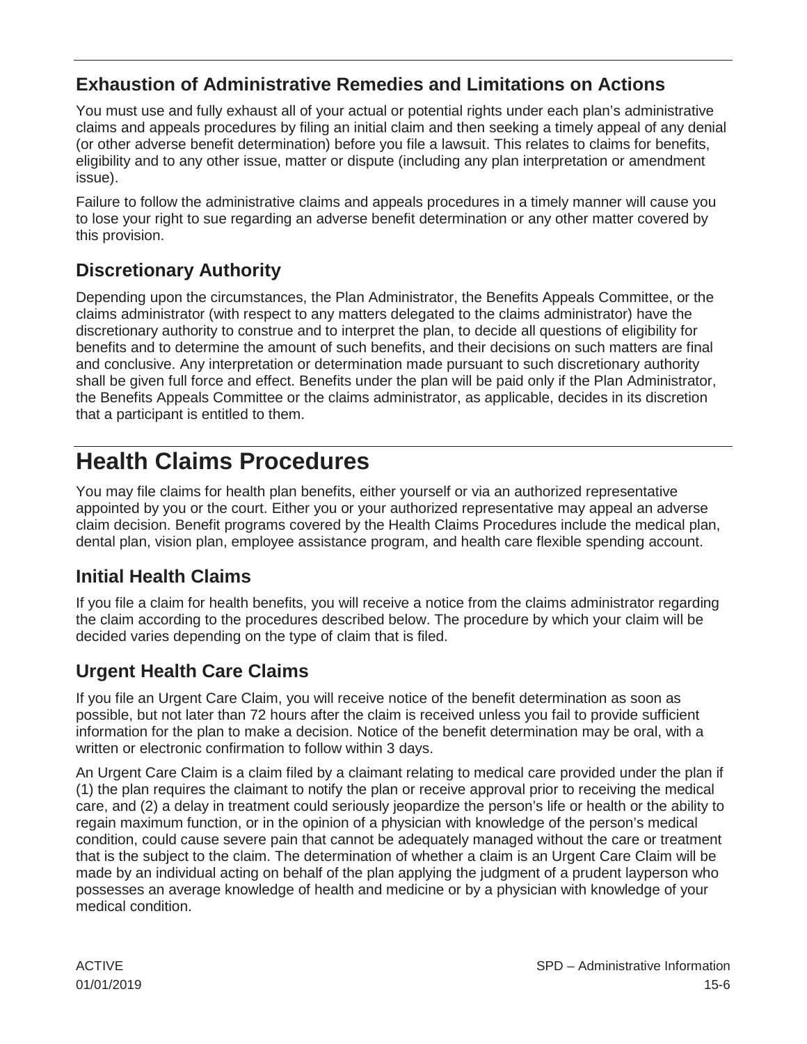## Exhaustion of Administrative Remedies and Limitations on Actions

You must use and fully exhaust all of your actual or potential rights under each plan's administrative claims and appeals procedures by filing an initial claim and then seeking a timely appeal of any denial (or other adverse benefit determination) before you file a lawsuit. This relates to claims for benefits, eligibility and to any other issue, matter or dispute (including any plan interpretation or amendment issue).

Failure to follow the administrative claims and appeals procedures in a timely manner will cause you to lose your right to sue regarding an adverse benefit determination or any other matter covered by this provision.

## Discretionary Authority

Depending upon the circumstances, the Plan Administrator, the Benefits Appeals Committee, or the claims administrator (with respect to any matters delegated to the claims administrator) have the discretionary authority to construe and to interpret the plan, to decide all questions of eligibility for benefits and to determine the amount of such benefits, and their decisions on such matters are final and conclusive. Any interpretation or determination made pursuant to such discretionary authority shall be given full force and effect. Benefits under the plan will be paid only if the Plan Administrator, the Benefits Appeals Committee or the claims administrator, as applicable, decides in its discretion that a participant is entitled to them.

# Health Claims Procedures

You may file claims for health plan benefits, either yourself or via an authorized representative appointed by you or the court. Either you or your authorized representative may appeal an adverse claim decision. Benefit programs covered by the Health Claims Procedures include the medical plan, dental plan, vision plan, employee assistance program, and health care flexible spending account.

## Initial Health Claims

If you file a claim for health benefits, you will receive a notice from the claims administrator regarding the claim according to the procedures described below. The procedure by which your claim will be decided varies depending on the type of claim that is filed.

## Urgent Health Care Claims

If you file an Urgent Care Claim, you will receive notice of the benefit determination as soon as possible, but not later than 72 hours after the claim is received unless you fail to provide sufficient information for the plan to make a decision. Notice of the benefit determination may be oral, with a written or electronic confirmation to follow within 3 days.

An Urgent Care Claim is a claim filed by a claimant relating to medical care provided under the plan if (1) the plan requires the claimant to notify the plan or receive approval prior to receiving the medical care, and (2) a delay in treatment could seriously jeopardize the person's life or health or the ability to regain maximum function, or in the opinion of a physician with knowledge of the person's medical condition, could cause severe pain that cannot be adequately managed without the care or treatment that is the subject to the claim. The determination of whether a claim is an Urgent Care Claim will be made by an individual acting on behalf of the plan applying the judgment of a prudent layperson who possesses an average knowledge of health and medicine or by a physician with knowledge of your medical condition.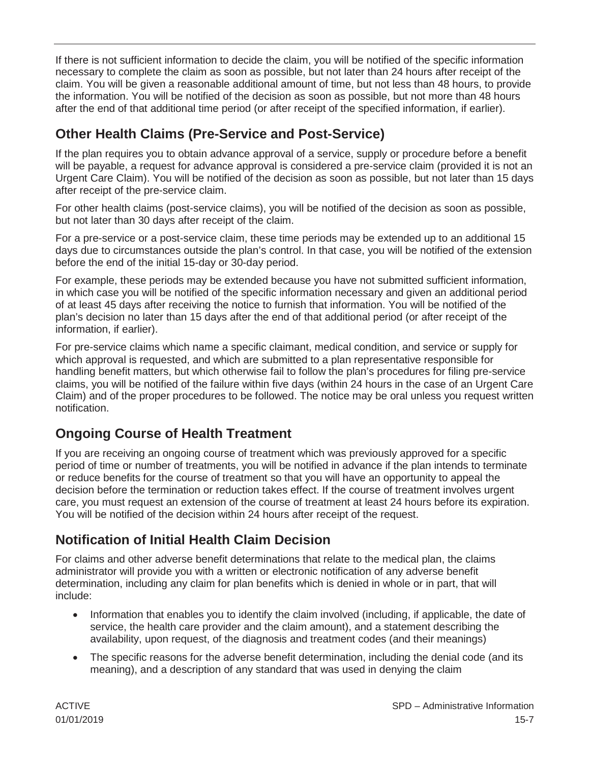If there is not sufficient information to decide the claim, you will be notified of the specific information necessary to complete the claim as soon as possible, but not later than 24 hours after receipt of the claim. You will be given a reasonable additional amount of time, but not less than 48 hours, to provide the information. You will be notified of the decision as soon as possible, but not more than 48 hours after the end of that additional time period (or after receipt of the specified information, if earlier).

## Other Health Claims (Pre-Service and Post-Service)

If the plan requires you to obtain advance approval of a service, supply or procedure before a benefit will be payable, a request for advance approval is considered a pre-service claim (provided it is not an Urgent Care Claim). You will be notified of the decision as soon as possible, but not later than 15 days after receipt of the pre-service claim.

For other health claims (post-service claims), you will be notified of the decision as soon as possible, but not later than 30 days after receipt of the claim.

For a pre-service or a post-service claim, these time periods may be extended up to an additional 15 days due to circumstances outside the plan's control. In that case, you will be notified of the extension before the end of the initial 15-day or 30-day period.

For example, these periods may be extended because you have not submitted sufficient information, in which case you will be notified of the specific information necessary and given an additional period of at least 45 days after receiving the notice to furnish that information. You will be notified of the plan's decision no later than 15 days after the end of that additional period (or after receipt of the information, if earlier).

For pre-service claims which name a specific claimant, medical condition, and service or supply for which approval is requested, and which are submitted to a plan representative responsible for handling benefit matters, but which otherwise fail to follow the plan's procedures for filing pre-service claims, you will be notified of the failure within five days (within 24 hours in the case of an Urgent Care Claim) and of the proper procedures to be followed. The notice may be oral unless you request written notification.

## Ongoing Course of Health Treatment

If you are receiving an ongoing course of treatment which was previously approved for a specific period of time or number of treatments, you will be notified in advance if the plan intends to terminate or reduce benefits for the course of treatment so that you will have an opportunity to appeal the decision before the termination or reduction takes effect. If the course of treatment involves urgent care, you must request an extension of the course of treatment at least 24 hours before its expiration. You will be notified of the decision within 24 hours after receipt of the request.

## Notification of Initial Health Claim Decision

For claims and other adverse benefit determinations that relate to the medical plan, the claims administrator will provide you with a written or electronic notification of any adverse benefit determination, including any claim for plan benefits which is denied in whole or in part, that will include:

- Information that enables you to identify the claim involved (including, if applicable, the date of service, the health care provider and the claim amount), and a statement describing the availability, upon request, of the diagnosis and treatment codes (and their meanings)
- The specific reasons for the adverse benefit determination, including the denial code (and its meaning), and a description of any standard that was used in denying the claim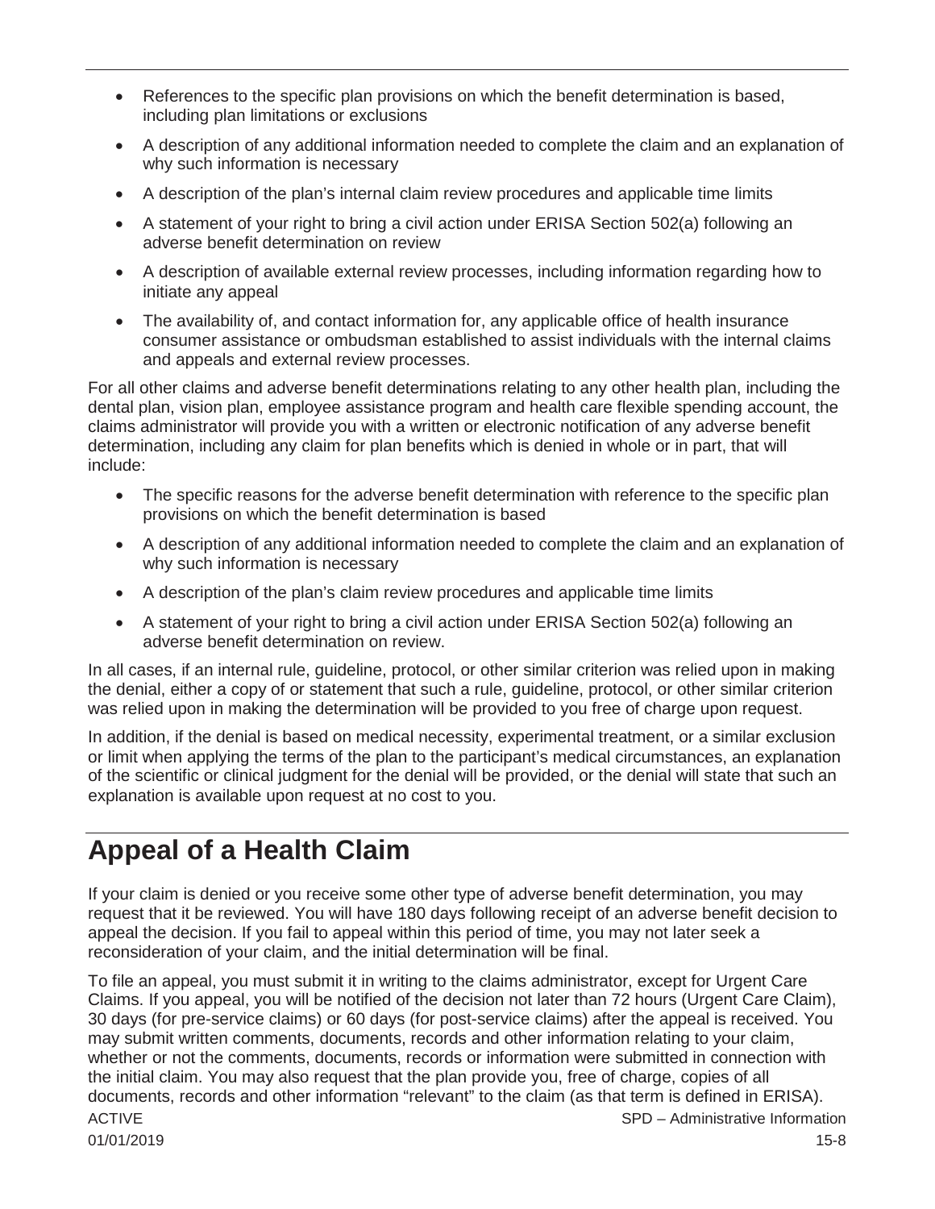- References to the specific plan provisions on which the benefit determination is based, including plan limitations or exclusions
- A description of any additional information needed to complete the claim and an explanation of why such information is necessary
- A description of the plan's internal claim review procedures and applicable time limits
- A statement of your right to bring a civil action under ERISA Section 502(a) following an adverse benefit determination on review
- A description of available external review processes, including information regarding how to initiate any appeal
- The availability of, and contact information for, any applicable office of health insurance consumer assistance or ombudsman established to assist individuals with the internal claims and appeals and external review processes.

For all other claims and adverse benefit determinations relating to any other health plan, including the dental plan, vision plan, employee assistance program and health care flexible spending account, the claims administrator will provide you with a written or electronic notification of any adverse benefit determination, including any claim for plan benefits which is denied in whole or in part, that will include:

- The specific reasons for the adverse benefit determination with reference to the specific plan provisions on which the benefit determination is based
- A description of any additional information needed to complete the claim and an explanation of why such information is necessary
- A description of the plan's claim review procedures and applicable time limits
- A statement of your right to bring a civil action under ERISA Section 502(a) following an adverse benefit determination on review.

In all cases, if an internal rule, guideline, protocol, or other similar criterion was relied upon in making the denial, either a copy of or statement that such a rule, guideline, protocol, or other similar criterion was relied upon in making the determination will be provided to you free of charge upon request.

In addition, if the denial is based on medical necessity, experimental treatment, or a similar exclusion or limit when applying the terms of the plan to the participant's medical circumstances, an explanation of the scientific or clinical judgment for the denial will be provided, or the denial will state that such an explanation is available upon request at no cost to you.

# Appeal of a Health Claim

If your claim is denied or you receive some other type of adverse benefit determination, you may request that it be reviewed. You will have 180 days following receipt of an adverse benefit decision to appeal the decision. If you fail to appeal within this period of time, you may not later seek a reconsideration of your claim, and the initial determination will be final.

To file an appeal, you must submit it in writing to the claims administrator, except for Urgent Care Claims. If you appeal, you will be notified of the decision not later than 72 hours (Urgent Care Claim), 30 days (for pre-service claims) or 60 days (for post-service claims) after the appeal is received. You may submit written comments, documents, records and other information relating to your claim, whether or not the comments, documents, records or information were submitted in connection with the initial claim. You may also request that the plan provide you, free of charge, copies of all documents, records and other information "relevant" to the claim (as that term is defined in ERISA).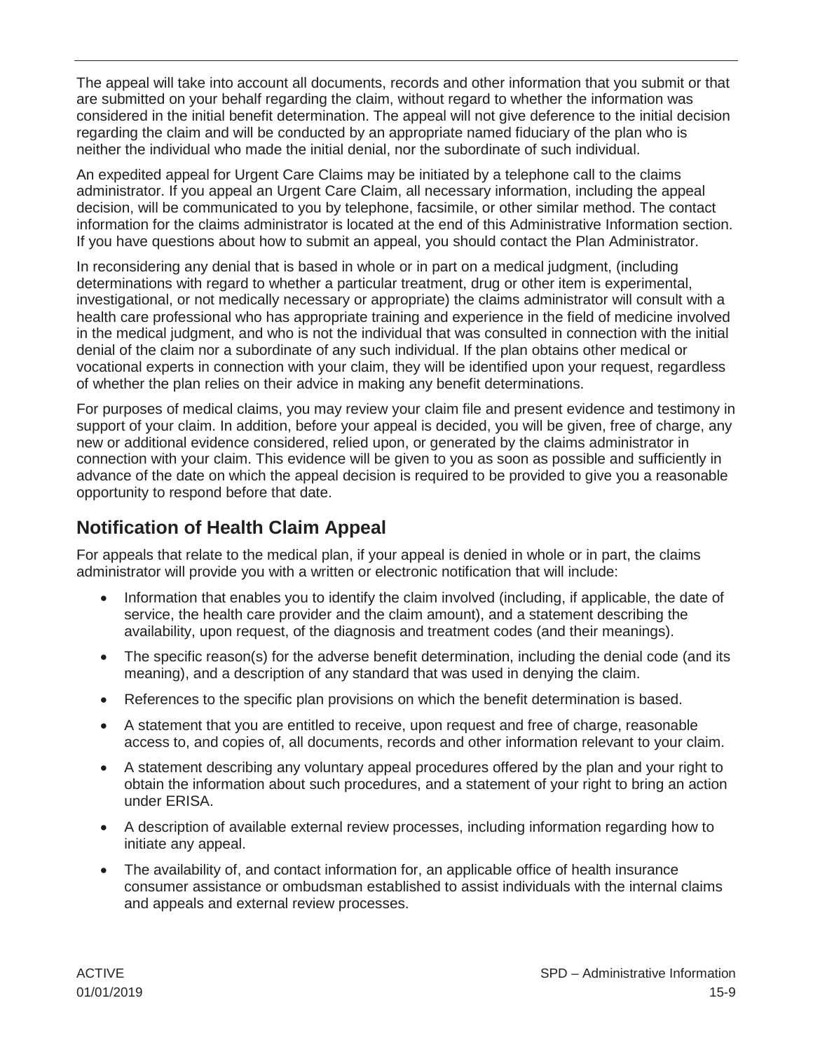The appeal will take into account all documents, records and other information that you submit or that are submitted on your behalf regarding the claim, without regard to whether the information was considered in the initial benefit determination. The appeal will not give deference to the initial decision regarding the claim and will be conducted by an appropriate named fiduciary of the plan who is neither the individual who made the initial denial, nor the subordinate of such individual.

An expedited appeal for Urgent Care Claims may be initiated by a telephone call to the claims administrator. If you appeal an Urgent Care Claim, all necessary information, including the appeal decision, will be communicated to you by telephone, facsimile, or other similar method. The contact information for the claims administrator is located at the end of this Administrative Information section. If you have questions about how to submit an appeal, you should contact the Plan Administrator.

In reconsidering any denial that is based in whole or in part on a medical judgment, (including determinations with regard to whether a particular treatment, drug or other item is experimental, investigational, or not medically necessary or appropriate) the claims administrator will consult with a health care professional who has appropriate training and experience in the field of medicine involved in the medical judgment, and who is not the individual that was consulted in connection with the initial denial of the claim nor a subordinate of any such individual. If the plan obtains other medical or vocational experts in connection with your claim, they will be identified upon your request, regardless of whether the plan relies on their advice in making any benefit determinations.

For purposes of medical claims, you may review your claim file and present evidence and testimony in support of your claim. In addition, before your appeal is decided, you will be given, free of charge, any new or additional evidence considered, relied upon, or generated by the claims administrator in connection with your claim. This evidence will be given to you as soon as possible and sufficiently in advance of the date on which the appeal decision is required to be provided to give you a reasonable opportunity to respond before that date.

## Notification of Health Claim Appeal

For appeals that relate to the medical plan, if your appeal is denied in whole or in part, the claims administrator will provide you with a written or electronic notification that will include:

- Information that enables you to identify the claim involved (including, if applicable, the date of service, the health care provider and the claim amount), and a statement describing the availability, upon request, of the diagnosis and treatment codes (and their meanings).
- The specific reason(s) for the adverse benefit determination, including the denial code (and its meaning), and a description of any standard that was used in denying the claim.
- References to the specific plan provisions on which the benefit determination is based.
- A statement that you are entitled to receive, upon request and free of charge, reasonable access to, and copies of, all documents, records and other information relevant to your claim.
- A statement describing any voluntary appeal procedures offered by the plan and your right to obtain the information about such procedures, and a statement of your right to bring an action under ERISA.
- A description of available external review processes, including information regarding how to initiate any appeal.
- The availability of, and contact information for, an applicable office of health insurance consumer assistance or ombudsman established to assist individuals with the internal claims and appeals and external review processes.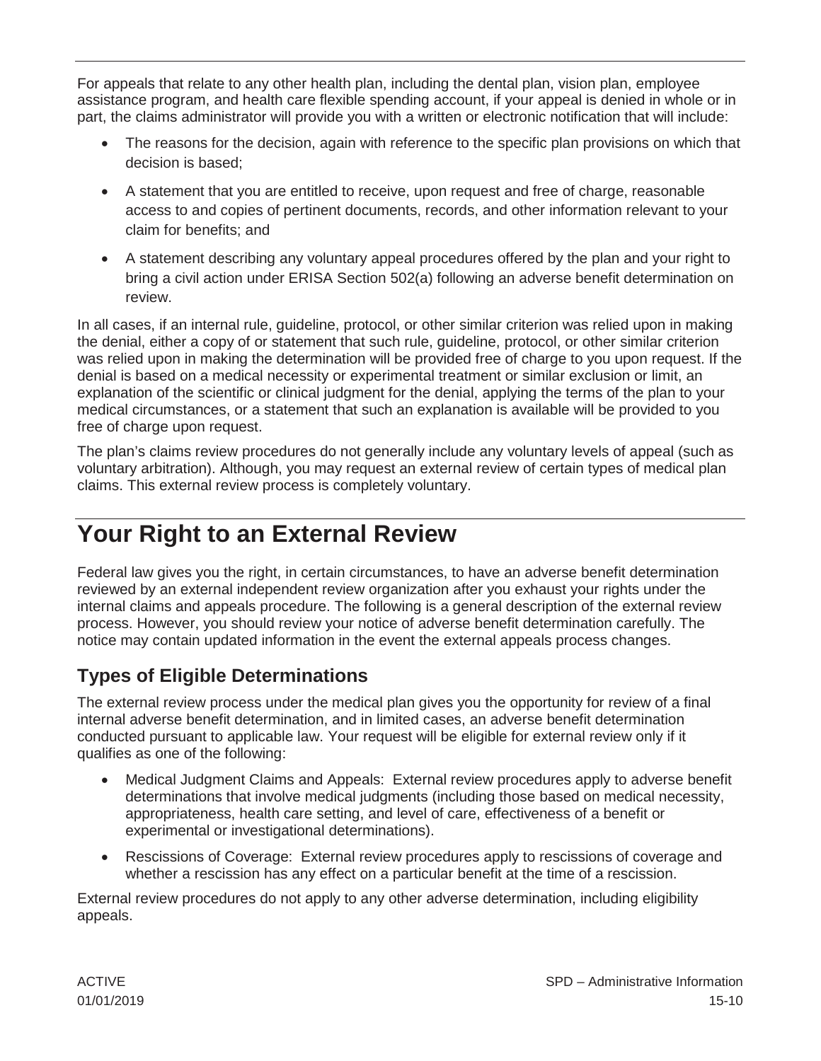For appeals that relate to any other health plan, including the dental plan, vision plan, employee assistance program, and health care flexible spending account, if your appeal is denied in whole or in part, the claims administrator will provide you with a written or electronic notification that will include:

- The reasons for the decision, again with reference to the specific plan provisions on which that decision is based;
- A statement that you are entitled to receive, upon request and free of charge, reasonable access to and copies of pertinent documents, records, and other information relevant to your claim for benefits; and
- A statement describing any voluntary appeal procedures offered by the plan and your right to bring a civil action under ERISA Section 502(a) following an adverse benefit determination on review.

In all cases, if an internal rule, guideline, protocol, or other similar criterion was relied upon in making the denial, either a copy of or statement that such rule, guideline, protocol, or other similar criterion was relied upon in making the determination will be provided free of charge to you upon request. If the denial is based on a medical necessity or experimental treatment or similar exclusion or limit, an explanation of the scientific or clinical judgment for the denial, applying the terms of the plan to your medical circumstances, or a statement that such an explanation is available will be provided to you free of charge upon request.

The plan's claims review procedures do not generally include any voluntary levels of appeal (such as voluntary arbitration). Although, you may request an external review of certain types of medical plan claims. This external review process is completely voluntary.

# Your Right to an External Review

Federal law gives you the right, in certain circumstances, to have an adverse benefit determination reviewed by an external independent review organization after you exhaust your rights under the internal claims and appeals procedure. The following is a general description of the external review process. However, you should review your notice of adverse benefit determination carefully. The notice may contain updated information in the event the external appeals process changes.

## Types of Eligible Determinations

The external review process under the medical plan gives you the opportunity for review of a final internal adverse benefit determination, and in limited cases, an adverse benefit determination conducted pursuant to applicable law. Your request will be eligible for external review only if it qualifies as one of the following:

- Medical Judgment Claims and Appeals: External review procedures apply to adverse benefit determinations that involve medical judgments (including those based on medical necessity, appropriateness, health care setting, and level of care, effectiveness of a benefit or experimental or investigational determinations).
- Rescissions of Coverage: External review procedures apply to rescissions of coverage and whether a rescission has any effect on a particular benefit at the time of a rescission.

External review procedures do not apply to any other adverse determination, including eligibility appeals.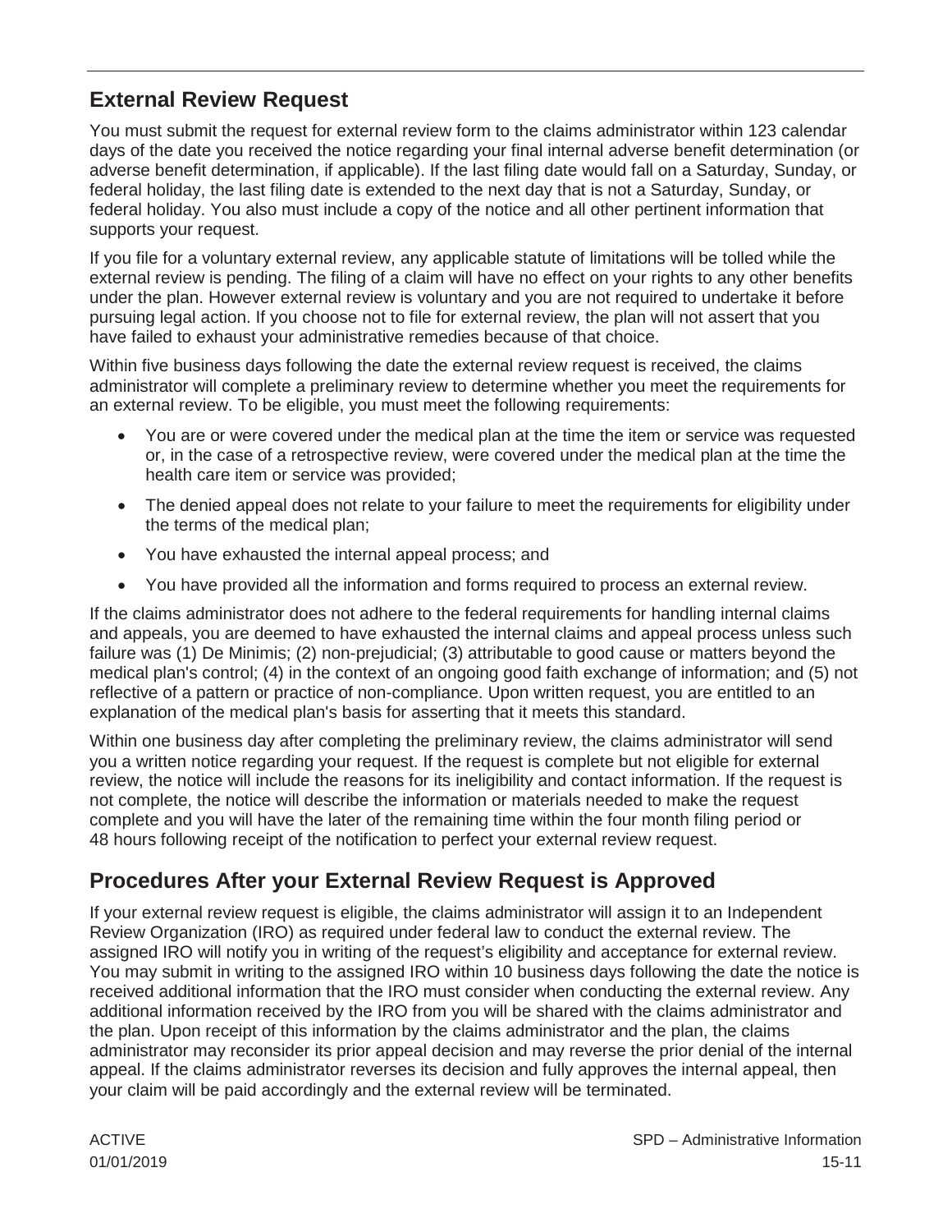## External Review Request

You must submit the request for external review form to the claims administrator within 123 calendar days of the date you received the notice regarding your final internal adverse benefit determination (or adverse benefit determination, if applicable). If the last filing date would fall on a Saturday, Sunday, or federal holiday, the last filing date is extended to the next day that is not a Saturday, Sunday, or federal holiday. You also must include a copy of the notice and all other pertinent information that supports your request.

If you file for a voluntary external review, any applicable statute of limitations will be tolled while the external review is pending. The filing of a claim will have no effect on your rights to any other benefits under the plan. However external review is voluntary and you are not required to undertake it before pursuing legal action. If you choose not to file for external review, the plan will not assert that you have failed to exhaust your administrative remedies because of that choice.

Within five business days following the date the external review request is received, the claims administrator will complete a preliminary review to determine whether you meet the requirements for an external review. To be eligible, you must meet the following requirements:

- You are or were covered under the medical plan at the time the item or service was requested or, in the case of a retrospective review, were covered under the medical plan at the time the health care item or service was provided;
- The denied appeal does not relate to your failure to meet the requirements for eligibility under the terms of the medical plan;
- You have exhausted the internal appeal process; and
- You have provided all the information and forms required to process an external review.

If the claims administrator does not adhere to the federal requirements for handling internal claims and appeals, you are deemed to have exhausted the internal claims and appeal process unless such failure was (1) De Minimis; (2) non-prejudicial; (3) attributable to good cause or matters beyond the medical plan's control; (4) in the context of an ongoing good faith exchange of information; and (5) not reflective of a pattern or practice of non-compliance. Upon written request, you are entitled to an explanation of the medical plan's basis for asserting that it meets this standard.

Within one business day after completing the preliminary review, the claims administrator will send you a written notice regarding your request. If the request is complete but not eligible for external review, the notice will include the reasons for its ineligibility and contact information. If the request is not complete, the notice will describe the information or materials needed to make the request complete and you will have the later of the remaining time within the four month filing period or 48 hours following receipt of the notification to perfect your external review request.

## Procedures After your External Review Request is Approved

If your external review request is eligible, the claims administrator will assign it to an Independent Review Organization (IRO) as required under federal law to conduct the external review. The assigned IRO will notify you in writing of the request's eligibility and acceptance for external review. You may submit in writing to the assigned IRO within 10 business days following the date the notice is received additional information that the IRO must consider when conducting the external review. Any additional information received by the IRO from you will be shared with the claims administrator and the plan. Upon receipt of this information by the claims administrator and the plan, the claims administrator may reconsider its prior appeal decision and may reverse the prior denial of the internal appeal. If the claims administrator reverses its decision and fully approves the internal appeal, then your claim will be paid accordingly and the external review will be terminated.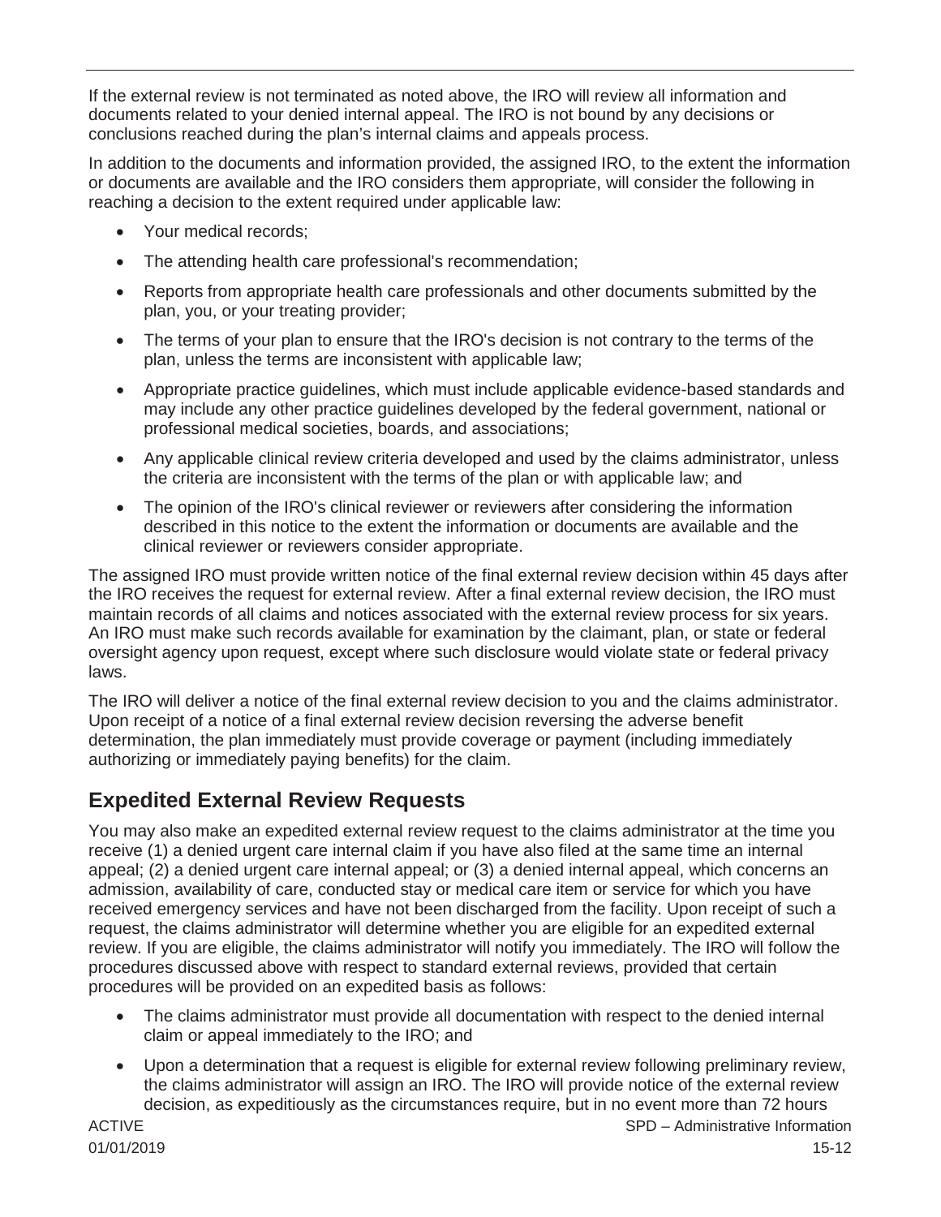If the external review is not terminated as noted above, the IRO will review all information and documents related to your denied internal appeal. The IRO is not bound by any decisions or conclusions reached during the plan's internal claims and appeals process.

In addition to the documents and information provided, the assigned IRO, to the extent the information or documents are available and the IRO considers them appropriate, will consider the following in reaching a decision to the extent required under applicable law:

- Your medical records;
- The attending health care professional's recommendation;
- Reports from appropriate health care professionals and other documents submitted by the plan, you, or your treating provider;
- The terms of your plan to ensure that the IRO's decision is not contrary to the terms of the plan, unless the terms are inconsistent with applicable law;
- Appropriate practice guidelines, which must include applicable evidence-based standards and may include any other practice guidelines developed by the federal government, national or professional medical societies, boards, and associations;
- Any applicable clinical review criteria developed and used by the claims administrator, unless the criteria are inconsistent with the terms of the plan or with applicable law; and
- The opinion of the IRO's clinical reviewer or reviewers after considering the information described in this notice to the extent the information or documents are available and the clinical reviewer or reviewers consider appropriate.

The assigned IRO must provide written notice of the final external review decision within 45 days after the IRO receives the request for external review. After a final external review decision, the IRO must maintain records of all claims and notices associated with the external review process for six years. An IRO must make such records available for examination by the claimant, plan, or state or federal oversight agency upon request, except where such disclosure would violate state or federal privacy laws.

The IRO will deliver a notice of the final external review decision to you and the claims administrator. Upon receipt of a notice of a final external review decision reversing the adverse benefit determination, the plan immediately must provide coverage or payment (including immediately authorizing or immediately paying benefits) for the claim.

## Expedited External Review Requests

You may also make an expedited external review request to the claims administrator at the time you receive (1) a denied urgent care internal claim if you have also filed at the same time an internal appeal; (2) a denied urgent care internal appeal; or (3) a denied internal appeal, which concerns an admission, availability of care, conducted stay or medical care item or service for which you have received emergency services and have not been discharged from the facility. Upon receipt of such a request, the claims administrator will determine whether you are eligible for an expedited external review. If you are eligible, the claims administrator will notify you immediately. The IRO will follow the procedures discussed above with respect to standard external reviews, provided that certain procedures will be provided on an expedited basis as follows:

- The claims administrator must provide all documentation with respect to the denied internal claim or appeal immediately to the IRO; and
- Upon a determination that a request is eligible for external review following preliminary review, the claims administrator will assign an IRO. The IRO will provide notice of the external review decision, as expeditiously as the circumstances require, but in no event more than 72 hours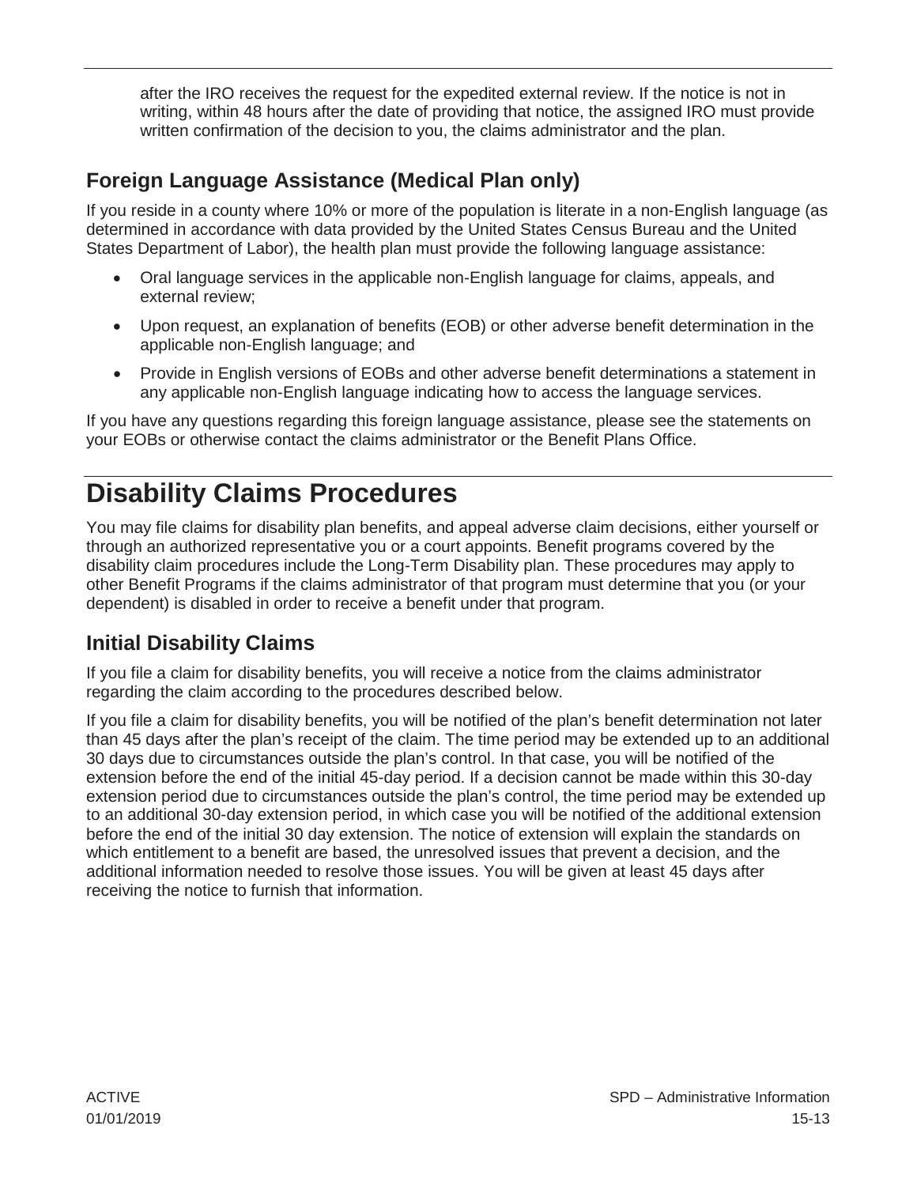after the IRO receives the request for the expedited external review. If the notice is not in writing, within 48 hours after the date of providing that notice, the assigned IRO must provide written confirmation of the decision to you, the claims administrator and the plan.

## Foreign Language Assistance (Medical Plan only)

If you reside in a county where 10% or more of the population is literate in a non-English language (as determined in accordance with data provided by the United States Census Bureau and the United States Department of Labor), the health plan must provide the following language assistance:

- Oral language services in the applicable non-English language for claims, appeals, and external review;
- Upon request, an explanation of benefits (EOB) or other adverse benefit determination in the applicable non-English language; and
- Provide in English versions of EOBs and other adverse benefit determinations a statement in any applicable non-English language indicating how to access the language services.

If you have any questions regarding this foreign language assistance, please see the statements on your EOBs or otherwise contact the claims administrator or the Benefit Plans Office.

# Disability Claims Procedures

You may file claims for disability plan benefits, and appeal adverse claim decisions, either yourself or through an authorized representative you or a court appoints. Benefit programs covered by the disability claim procedures include the Long-Term Disability plan. These procedures may apply to other Benefit Programs if the claims administrator of that program must determine that you (or your dependent) is disabled in order to receive a benefit under that program.

## Initial Disability Claims

If you file a claim for disability benefits, you will receive a notice from the claims administrator regarding the claim according to the procedures described below.

If you file a claim for disability benefits, you will be notified of the plan's benefit determination not later than 45 days after the plan's receipt of the claim. The time period may be extended up to an additional 30 days due to circumstances outside the plan's control. In that case, you will be notified of the extension before the end of the initial 45-day period. If a decision cannot be made within this 30-day extension period due to circumstances outside the plan's control, the time period may be extended up to an additional 30-day extension period, in which case you will be notified of the additional extension before the end of the initial 30 day extension. The notice of extension will explain the standards on which entitlement to a benefit are based, the unresolved issues that prevent a decision, and the additional information needed to resolve those issues. You will be given at least 45 days after receiving the notice to furnish that information.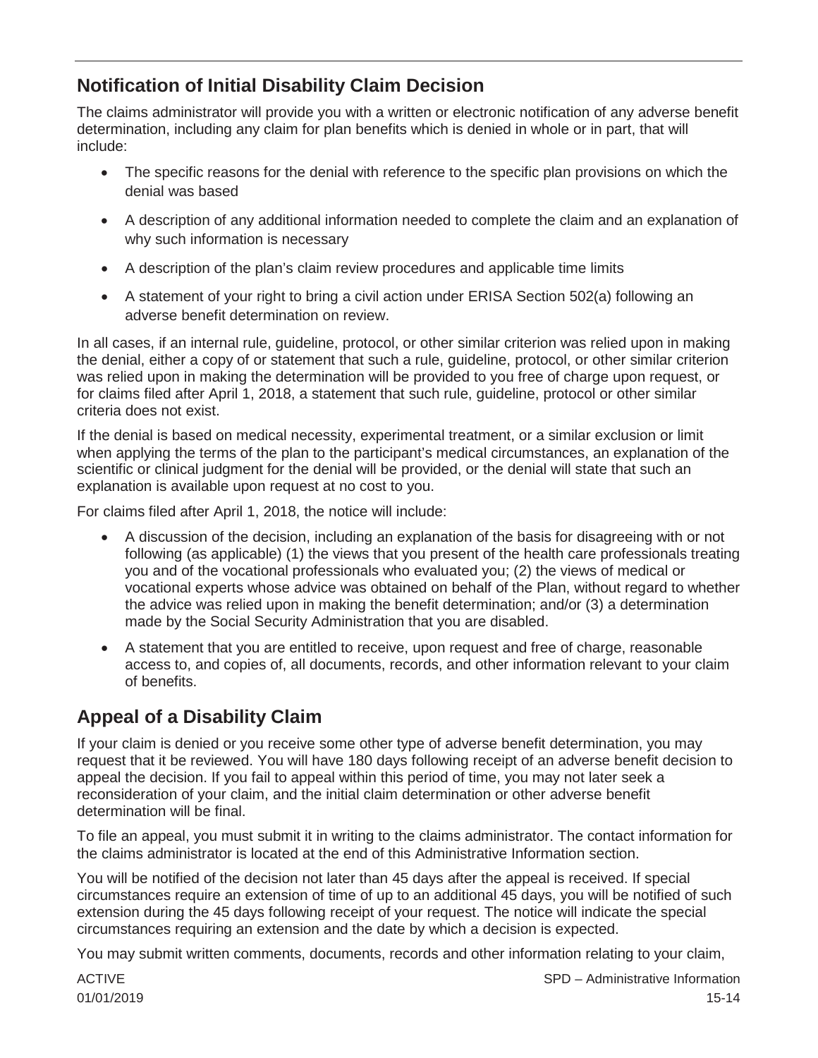## Notification of Initial Disability Claim Decision

The claims administrator will provide you with a written or electronic notification of any adverse benefit determination, including any claim for plan benefits which is denied in whole or in part, that will include:

- The specific reasons for the denial with reference to the specific plan provisions on which the denial was based
- A description of any additional information needed to complete the claim and an explanation of why such information is necessary
- A description of the plan's claim review procedures and applicable time limits
- A statement of your right to bring a civil action under ERISA Section 502(a) following an adverse benefit determination on review.

In all cases, if an internal rule, guideline, protocol, or other similar criterion was relied upon in making the denial, either a copy of or statement that such a rule, guideline, protocol, or other similar criterion was relied upon in making the determination will be provided to you free of charge upon request, or for claims filed after April 1, 2018, a statement that such rule, guideline, protocol or other similar criteria does not exist.

If the denial is based on medical necessity, experimental treatment, or a similar exclusion or limit when applying the terms of the plan to the participant's medical circumstances, an explanation of the scientific or clinical judgment for the denial will be provided, or the denial will state that such an explanation is available upon request at no cost to you.

For claims filed after April 1, 2018, the notice will include:

- A discussion of the decision, including an explanation of the basis for disagreeing with or not following (as applicable) (1) the views that you present of the health care professionals treating you and of the vocational professionals who evaluated you; (2) the views of medical or vocational experts whose advice was obtained on behalf of the Plan, without regard to whether the advice was relied upon in making the benefit determination; and/or (3) a determination made by the Social Security Administration that you are disabled.
- A statement that you are entitled to receive, upon request and free of charge, reasonable access to, and copies of, all documents, records, and other information relevant to your claim of benefits.

## Appeal of a Disability Claim

If your claim is denied or you receive some other type of adverse benefit determination, you may request that it be reviewed. You will have 180 days following receipt of an adverse benefit decision to appeal the decision. If you fail to appeal within this period of time, you may not later seek a reconsideration of your claim, and the initial claim determination or other adverse benefit determination will be final.

To file an appeal, you must submit it in writing to the claims administrator. The contact information for the claims administrator is located at the end of this Administrative Information section.

You will be notified of the decision not later than 45 days after the appeal is received. If special circumstances require an extension of time of up to an additional 45 days, you will be notified of such extension during the 45 days following receipt of your request. The notice will indicate the special circumstances requiring an extension and the date by which a decision is expected.

You may submit written comments, documents, records and other information relating to your claim,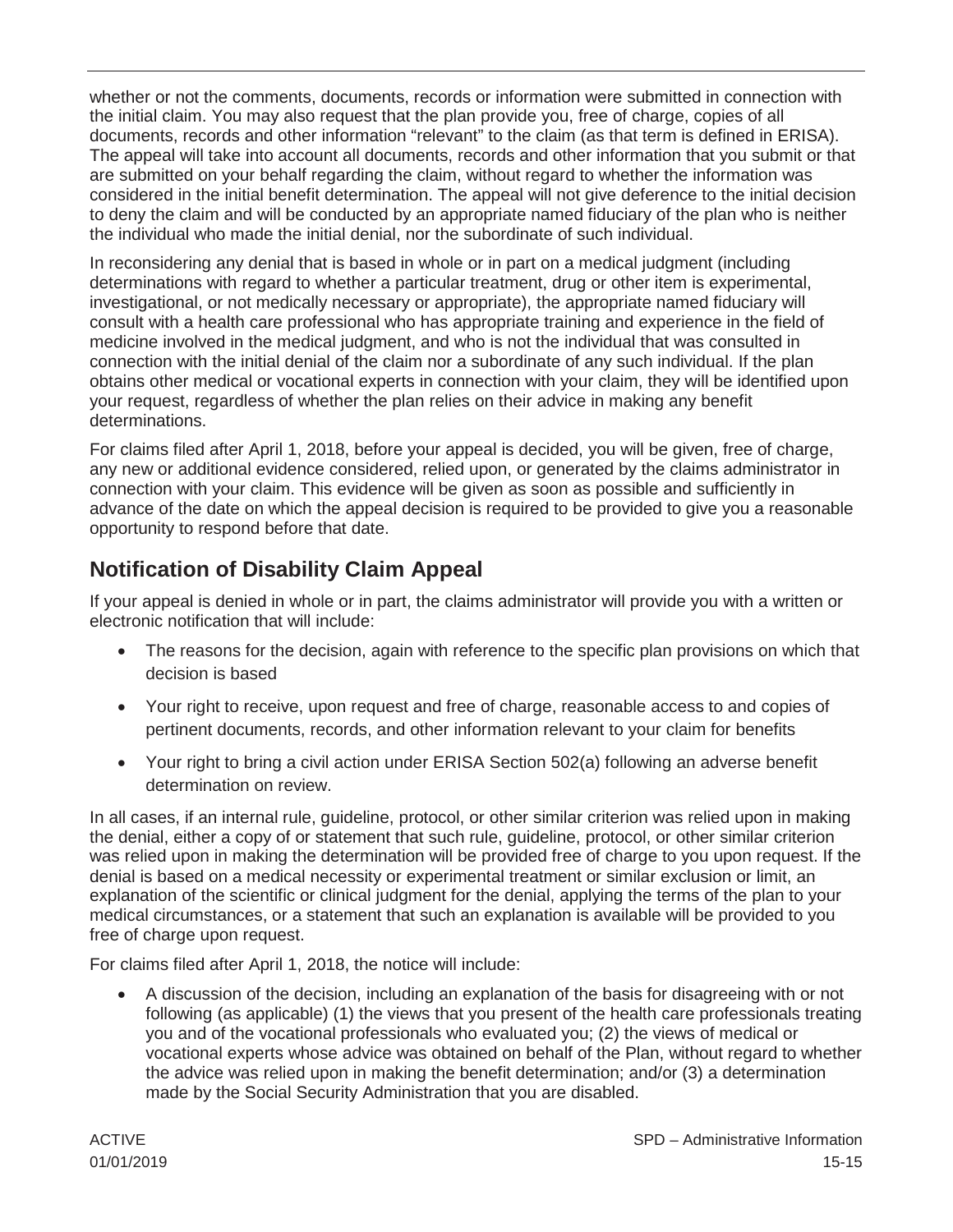whether or not the comments, documents, records or information were submitted in connection with the initial claim. You may also request that the plan provide you, free of charge, copies of all documents, records and other information "relevant" to the claim (as that term is defined in ERISA). The appeal will take into account all documents, records and other information that you submit or that are submitted on your behalf regarding the claim, without regard to whether the information was considered in the initial benefit determination. The appeal will not give deference to the initial decision to deny the claim and will be conducted by an appropriate named fiduciary of the plan who is neither the individual who made the initial denial, nor the subordinate of such individual.

In reconsidering any denial that is based in whole or in part on a medical judgment (including determinations with regard to whether a particular treatment, drug or other item is experimental, investigational, or not medically necessary or appropriate), the appropriate named fiduciary will consult with a health care professional who has appropriate training and experience in the field of medicine involved in the medical judgment, and who is not the individual that was consulted in connection with the initial denial of the claim nor a subordinate of any such individual. If the plan obtains other medical or vocational experts in connection with your claim, they will be identified upon your request, regardless of whether the plan relies on their advice in making any benefit determinations.

For claims filed after April 1, 2018, before your appeal is decided, you will be given, free of charge, any new or additional evidence considered, relied upon, or generated by the claims administrator in connection with your claim. This evidence will be given as soon as possible and sufficiently in advance of the date on which the appeal decision is required to be provided to give you a reasonable opportunity to respond before that date.

## Notification of Disability Claim Appeal

If your appeal is denied in whole or in part, the claims administrator will provide you with a written or electronic notification that will include:

- The reasons for the decision, again with reference to the specific plan provisions on which that decision is based
- Your right to receive, upon request and free of charge, reasonable access to and copies of pertinent documents, records, and other information relevant to your claim for benefits
- Your right to bring a civil action under ERISA Section 502(a) following an adverse benefit determination on review.

In all cases, if an internal rule, guideline, protocol, or other similar criterion was relied upon in making the denial, either a copy of or statement that such rule, guideline, protocol, or other similar criterion was relied upon in making the determination will be provided free of charge to you upon request. If the denial is based on a medical necessity or experimental treatment or similar exclusion or limit, an explanation of the scientific or clinical judgment for the denial, applying the terms of the plan to your medical circumstances, or a statement that such an explanation is available will be provided to you free of charge upon request.

For claims filed after April 1, 2018, the notice will include:

- A discussion of the decision, including an explanation of the basis for disagreeing with or not following (as applicable) (1) the views that you present of the health care professionals treating you and of the vocational professionals who evaluated you; (2) the views of medical or vocational experts whose advice was obtained on behalf of the Plan, without regard to whether the advice was relied upon in making the benefit determination; and/or (3) a determination made by the Social Security Administration that you are disabled.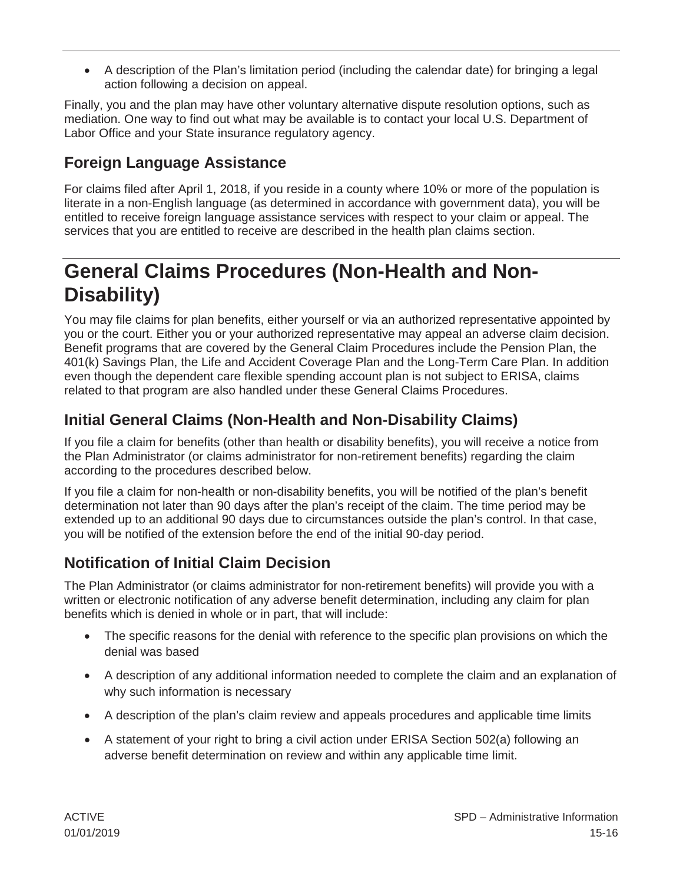- A description of the Plan's limitation period (including the calendar date) for bringing a legal action following a decision on appeal.

Finally, you and the plan may have other voluntary alternative dispute resolution options, such as mediation. One way to find out what may be available is to contact your local U.S. Department of Labor Office and your State insurance regulatory agency.

## Foreign Language Assistance

For claims filed after April 1, 2018, if you reside in a county where 10% or more of the population is literate in a non-English language (as determined in accordance with government data), you will be entitled to receive foreign language assistance services with respect to your claim or appeal. The services that you are entitled to receive are described in the health plan claims section.

# General Claims Procedures (Non-Health and Non-Disability)

You may file claims for plan benefits, either yourself or via an authorized representative appointed by you or the court. Either you or your authorized representative may appeal an adverse claim decision. Benefit programs that are covered by the General Claim Procedures include the Pension Plan, the 401(k) Savings Plan, the Life and Accident Coverage Plan and the Long-Term Care Plan. In addition even though the dependent care flexible spending account plan is not subject to ERISA, claims related to that program are also handled under these General Claims Procedures.

## Initial General Claims (Non-Health and Non-Disability Claims)

If you file a claim for benefits (other than health or disability benefits), you will receive a notice from the Plan Administrator (or claims administrator for non-retirement benefits) regarding the claim according to the procedures described below.

If you file a claim for non-health or non-disability benefits, you will be notified of the plan's benefit determination not later than 90 days after the plan's receipt of the claim. The time period may be extended up to an additional 90 days due to circumstances outside the plan's control. In that case, you will be notified of the extension before the end of the initial 90-day period.

## Notification of Initial Claim Decision

The Plan Administrator (or claims administrator for non-retirement benefits) will provide you with a written or electronic notification of any adverse benefit determination, including any claim for plan benefits which is denied in whole or in part, that will include:

- The specific reasons for the denial with reference to the specific plan provisions on which the denial was based
- A description of any additional information needed to complete the claim and an explanation of why such information is necessary
- A description of the plan's claim review and appeals procedures and applicable time limits
- A statement of your right to bring a civil action under ERISA Section 502(a) following an adverse benefit determination on review and within any applicable time limit.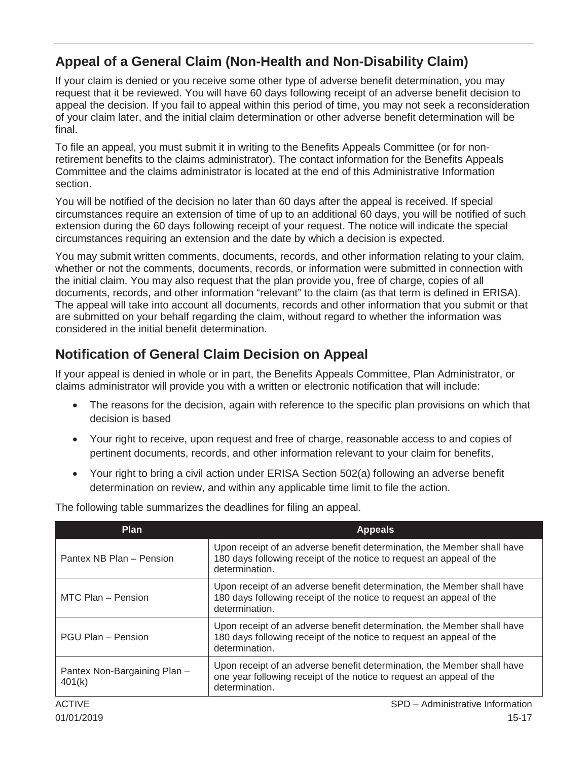## Appeal of a General Claim (Non-Health and Non-Disability Claim)

If your claim is denied or you receive some other type of adverse benefit determination, you may request that it be reviewed. You will have 60 days following receipt of an adverse benefit decision to appeal the decision. If you fail to appeal within this period of time, you may not seek a reconsideration of your claim later, and the initial claim determination or other adverse benefit determination will be final.

To file an appeal, you must submit it in writing to the Benefits Appeals Committee (or for non-retirement benefits to the claims administrator). The contact information for the Benefits Appeals Committee and the claims administrator is located at the end of this Administrative Information section.

You will be notified of the decision no later than 60 days after the appeal is received. If special circumstances require an extension of time of up to an additional 60 days, you will be notified of such extension during the 60 days following receipt of your request. The notice will indicate the special circumstances requiring an extension and the date by which a decision is expected.

You may submit written comments, documents, records, and other information relating to your claim, whether or not the comments, documents, records, or information were submitted in connection with the initial claim. You may also request that the plan provide you, free of charge, copies of all documents, records, and other information "relevant" to the claim (as that term is defined in ERISA). The appeal will take into account all documents, records and other information that you submit or that are submitted on your behalf regarding the claim, without regard to whether the information was considered in the initial benefit determination.

## Notification of General Claim Decision on Appeal

If your appeal is denied in whole or in part, the Benefits Appeals Committee, Plan Administrator, or claims administrator will provide you with a written or electronic notification that will include:

- The reasons for the decision, again with reference to the specific plan provisions on which that decision is based
- Your right to receive, upon request and free of charge, reasonable access to and copies of pertinent documents, records, and other information relevant to your claim for benefits,
- Your right to bring a civil action under ERISA Section 502(a) following an adverse benefit determination on review, and within any applicable time limit to file the action.

The following table summarizes the deadlines for filing an appeal.

| Plan | Appeals |
|---|---|
| Pantex NB Plan – Pension | Upon receipt of an adverse benefit determination, the Member shall have 180 days following receipt of the notice to request an appeal of the determination. |
| MTC Plan – Pension | Upon receipt of an adverse benefit determination, the Member shall have 180 days following receipt of the notice to request an appeal of the determination. |
| PGU Plan – Pension | Upon receipt of an adverse benefit determination, the Member shall have 180 days following receipt of the notice to request an appeal of the determination. |
| Pantex Non-Bargaining Plan – 401(k) | Upon receipt of an adverse benefit determination, the Member shall have one year following receipt of the notice to request an appeal of the determination. |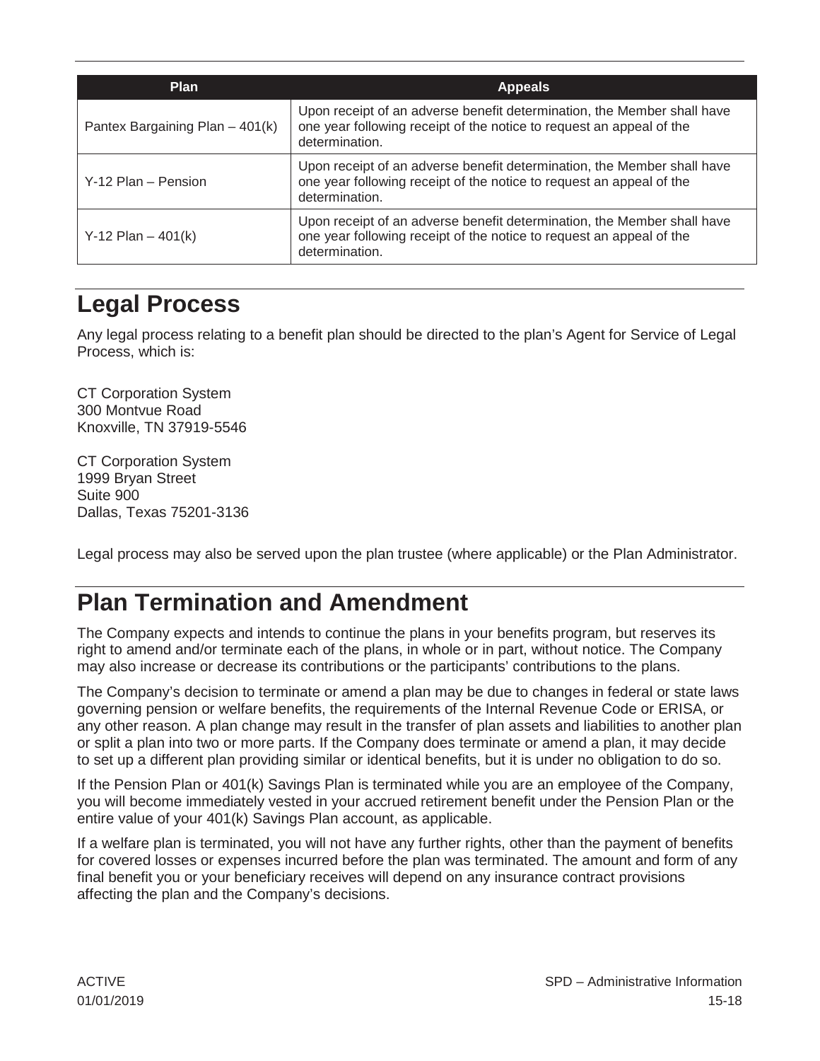| Plan | Appeals |
|---|---|
| Pantex Bargaining Plan – 401(k) | Upon receipt of an adverse benefit determination, the Member shall have one year following receipt of the notice to request an appeal of the determination. |
| Y-12 Plan – Pension | Upon receipt of an adverse benefit determination, the Member shall have one year following receipt of the notice to request an appeal of the determination. |
| Y-12 Plan – 401(k) | Upon receipt of an adverse benefit determination, the Member shall have one year following receipt of the notice to request an appeal of the determination. |

# Legal Process

Any legal process relating to a benefit plan should be directed to the plan's Agent for Service of Legal Process, which is:

CT Corporation System
300 Montvue Road
Knoxville, TN 37919-5546

CT Corporation System
1999 Bryan Street
Suite 900
Dallas, Texas 75201-3136

Legal process may also be served upon the plan trustee (where applicable) or the Plan Administrator.

# Plan Termination and Amendment

The Company expects and intends to continue the plans in your benefits program, but reserves its right to amend and/or terminate each of the plans, in whole or in part, without notice. The Company may also increase or decrease its contributions or the participants' contributions to the plans.

The Company's decision to terminate or amend a plan may be due to changes in federal or state laws governing pension or welfare benefits, the requirements of the Internal Revenue Code or ERISA, or any other reason. A plan change may result in the transfer of plan assets and liabilities to another plan or split a plan into two or more parts. If the Company does terminate or amend a plan, it may decide to set up a different plan providing similar or identical benefits, but it is under no obligation to do so.

If the Pension Plan or 401(k) Savings Plan is terminated while you are an employee of the Company, you will become immediately vested in your accrued retirement benefit under the Pension Plan or the entire value of your 401(k) Savings Plan account, as applicable.

If a welfare plan is terminated, you will not have any further rights, other than the payment of benefits for covered losses or expenses incurred before the plan was terminated. The amount and form of any final benefit you or your beneficiary receives will depend on any insurance contract provisions affecting the plan and the Company's decisions.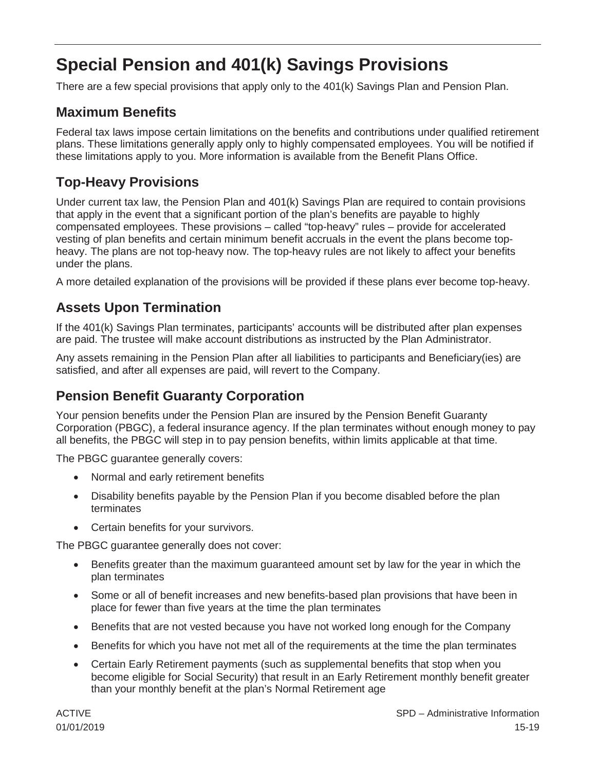# Special Pension and 401(k) Savings Provisions

There are a few special provisions that apply only to the 401(k) Savings Plan and Pension Plan.

## Maximum Benefits

Federal tax laws impose certain limitations on the benefits and contributions under qualified retirement plans. These limitations generally apply only to highly compensated employees. You will be notified if these limitations apply to you. More information is available from the Benefit Plans Office.

## Top-Heavy Provisions

Under current tax law, the Pension Plan and 401(k) Savings Plan are required to contain provisions that apply in the event that a significant portion of the plan's benefits are payable to highly compensated employees. These provisions – called "top-heavy" rules – provide for accelerated vesting of plan benefits and certain minimum benefit accruals in the event the plans become top-heavy. The plans are not top-heavy now. The top-heavy rules are not likely to affect your benefits under the plans.

A more detailed explanation of the provisions will be provided if these plans ever become top-heavy.

## Assets Upon Termination

If the 401(k) Savings Plan terminates, participants' accounts will be distributed after plan expenses are paid. The trustee will make account distributions as instructed by the Plan Administrator.

Any assets remaining in the Pension Plan after all liabilities to participants and Beneficiary(ies) are satisfied, and after all expenses are paid, will revert to the Company.

## Pension Benefit Guaranty Corporation

Your pension benefits under the Pension Plan are insured by the Pension Benefit Guaranty Corporation (PBGC), a federal insurance agency. If the plan terminates without enough money to pay all benefits, the PBGC will step in to pay pension benefits, within limits applicable at that time.

The PBGC guarantee generally covers:

- Normal and early retirement benefits
- Disability benefits payable by the Pension Plan if you become disabled before the plan terminates
- Certain benefits for your survivors.

The PBGC guarantee generally does not cover:

- Benefits greater than the maximum guaranteed amount set by law for the year in which the plan terminates
- Some or all of benefit increases and new benefits-based plan provisions that have been in place for fewer than five years at the time the plan terminates
- Benefits that are not vested because you have not worked long enough for the Company
- Benefits for which you have not met all of the requirements at the time the plan terminates
- Certain Early Retirement payments (such as supplemental benefits that stop when you become eligible for Social Security) that result in an Early Retirement monthly benefit greater than your monthly benefit at the plan's Normal Retirement age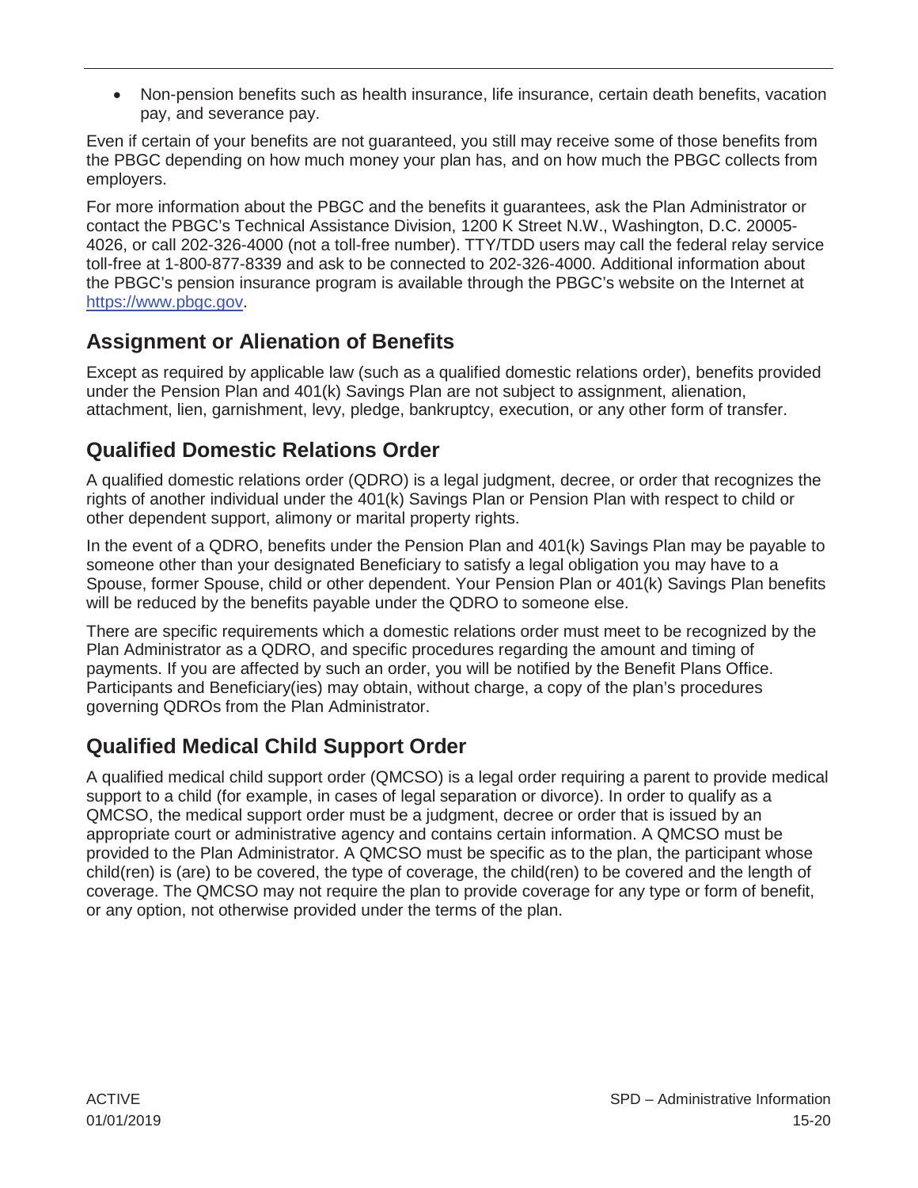- Non-pension benefits such as health insurance, life insurance, certain death benefits, vacation pay, and severance pay.

Even if certain of your benefits are not guaranteed, you still may receive some of those benefits from the PBGC depending on how much money your plan has, and on how much the PBGC collects from employers.

For more information about the PBGC and the benefits it guarantees, ask the Plan Administrator or contact the PBGC's Technical Assistance Division, 1200 K Street N.W., Washington, D.C. 20005-4026, or call 202-326-4000 (not a toll-free number). TTY/TDD users may call the federal relay service toll-free at 1-800-877-8339 and ask to be connected to 202-326-4000. Additional information about the PBGC's pension insurance program is available through the PBGC's website on the Internet at [https://www.pbgc.gov](https://www.pbgc.gov).

## Assignment or Alienation of Benefits

Except as required by applicable law (such as a qualified domestic relations order), benefits provided under the Pension Plan and 401(k) Savings Plan are not subject to assignment, alienation, attachment, lien, garnishment, levy, pledge, bankruptcy, execution, or any other form of transfer.

## Qualified Domestic Relations Order

A qualified domestic relations order (QDRO) is a legal judgment, decree, or order that recognizes the rights of another individual under the 401(k) Savings Plan or Pension Plan with respect to child or other dependent support, alimony or marital property rights.

In the event of a QDRO, benefits under the Pension Plan and 401(k) Savings Plan may be payable to someone other than your designated Beneficiary to satisfy a legal obligation you may have to a Spouse, former Spouse, child or other dependent. Your Pension Plan or 401(k) Savings Plan benefits will be reduced by the benefits payable under the QDRO to someone else.

There are specific requirements which a domestic relations order must meet to be recognized by the Plan Administrator as a QDRO, and specific procedures regarding the amount and timing of payments. If you are affected by such an order, you will be notified by the Benefit Plans Office. Participants and Beneficiary(ies) may obtain, without charge, a copy of the plan's procedures governing QDROs from the Plan Administrator.

## Qualified Medical Child Support Order

A qualified medical child support order (QMCSO) is a legal order requiring a parent to provide medical support to a child (for example, in cases of legal separation or divorce). In order to qualify as a QMCSO, the medical support order must be a judgment, decree or order that is issued by an appropriate court or administrative agency and contains certain information. A QMCSO must be provided to the Plan Administrator. A QMCSO must be specific as to the plan, the participant whose child(ren) is (are) to be covered, the type of coverage, the child(ren) to be covered and the length of coverage. The QMCSO may not require the plan to provide coverage for any type or form of benefit, or any option, not otherwise provided under the terms of the plan.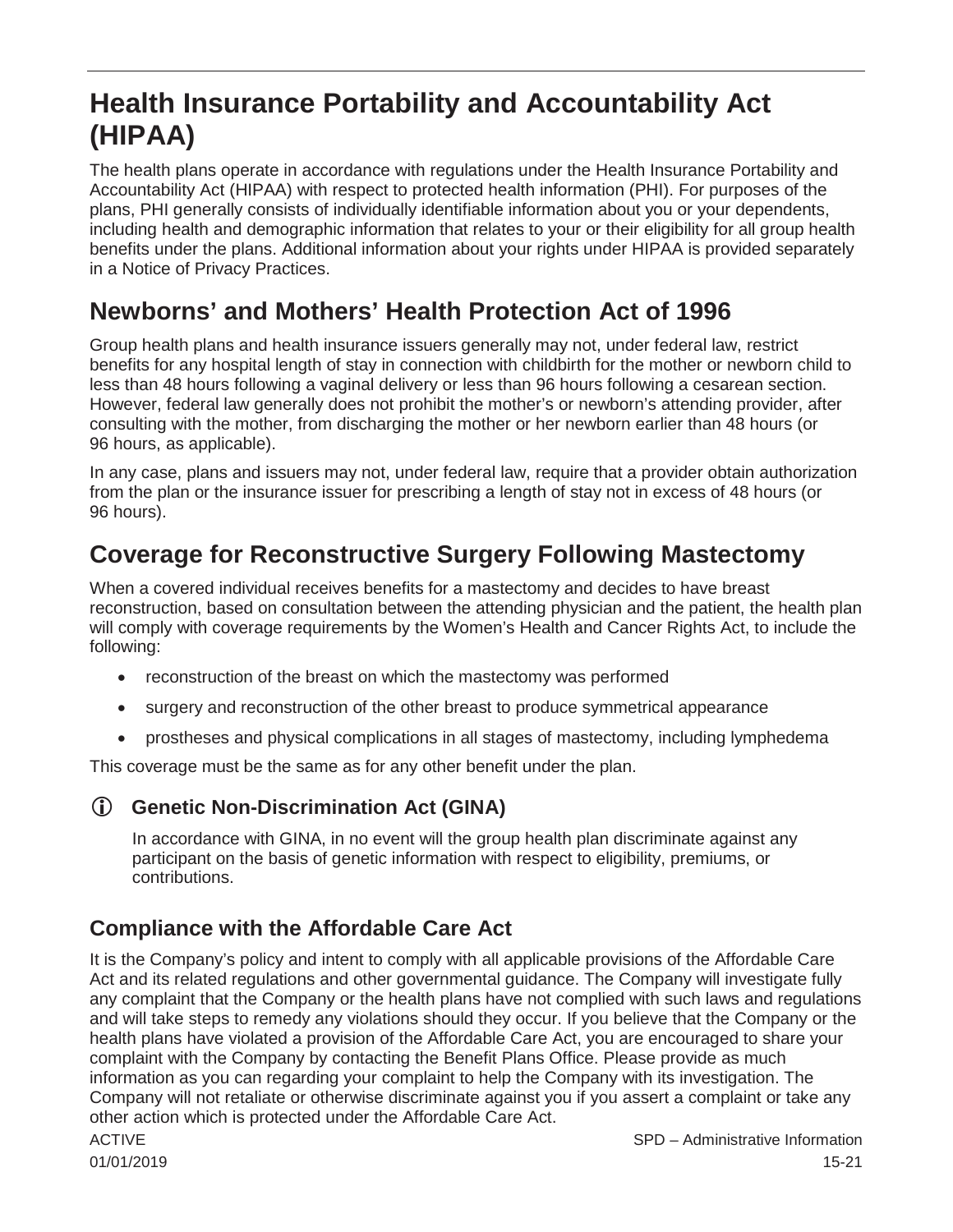# Health Insurance Portability and Accountability Act (HIPAA)

The health plans operate in accordance with regulations under the Health Insurance Portability and Accountability Act (HIPAA) with respect to protected health information (PHI). For purposes of the plans, PHI generally consists of individually identifiable information about you or your dependents, including health and demographic information that relates to your or their eligibility for all group health benefits under the plans. Additional information about your rights under HIPAA is provided separately in a Notice of Privacy Practices.

# Newborns' and Mothers' Health Protection Act of 1996

Group health plans and health insurance issuers generally may not, under federal law, restrict benefits for any hospital length of stay in connection with childbirth for the mother or newborn child to less than 48 hours following a vaginal delivery or less than 96 hours following a cesarean section. However, federal law generally does not prohibit the mother's or newborn's attending provider, after consulting with the mother, from discharging the mother or her newborn earlier than 48 hours (or 96 hours, as applicable).

In any case, plans and issuers may not, under federal law, require that a provider obtain authorization from the plan or the insurance issuer for prescribing a length of stay not in excess of 48 hours (or 96 hours).

# Coverage for Reconstructive Surgery Following Mastectomy

When a covered individual receives benefits for a mastectomy and decides to have breast reconstruction, based on consultation between the attending physician and the patient, the health plan will comply with coverage requirements by the Women's Health and Cancer Rights Act, to include the following:

- reconstruction of the breast on which the mastectomy was performed
- surgery and reconstruction of the other breast to produce symmetrical appearance
- prostheses and physical complications in all stages of mastectomy, including lymphedema

This coverage must be the same as for any other benefit under the plan.

### Genetic Non-Discrimination Act (GINA)

In accordance with GINA, in no event will the group health plan discriminate against any participant on the basis of genetic information with respect to eligibility, premiums, or contributions.

## Compliance with the Affordable Care Act

It is the Company's policy and intent to comply with all applicable provisions of the Affordable Care Act and its related regulations and other governmental guidance. The Company will investigate fully any complaint that the Company or the health plans have not complied with such laws and regulations and will take steps to remedy any violations should they occur. If you believe that the Company or the health plans have violated a provision of the Affordable Care Act, you are encouraged to share your complaint with the Company by contacting the Benefit Plans Office. Please provide as much information as you can regarding your complaint to help the Company with its investigation. The Company will not retaliate or otherwise discriminate against you if you assert a complaint or take any other action which is protected under the Affordable Care Act.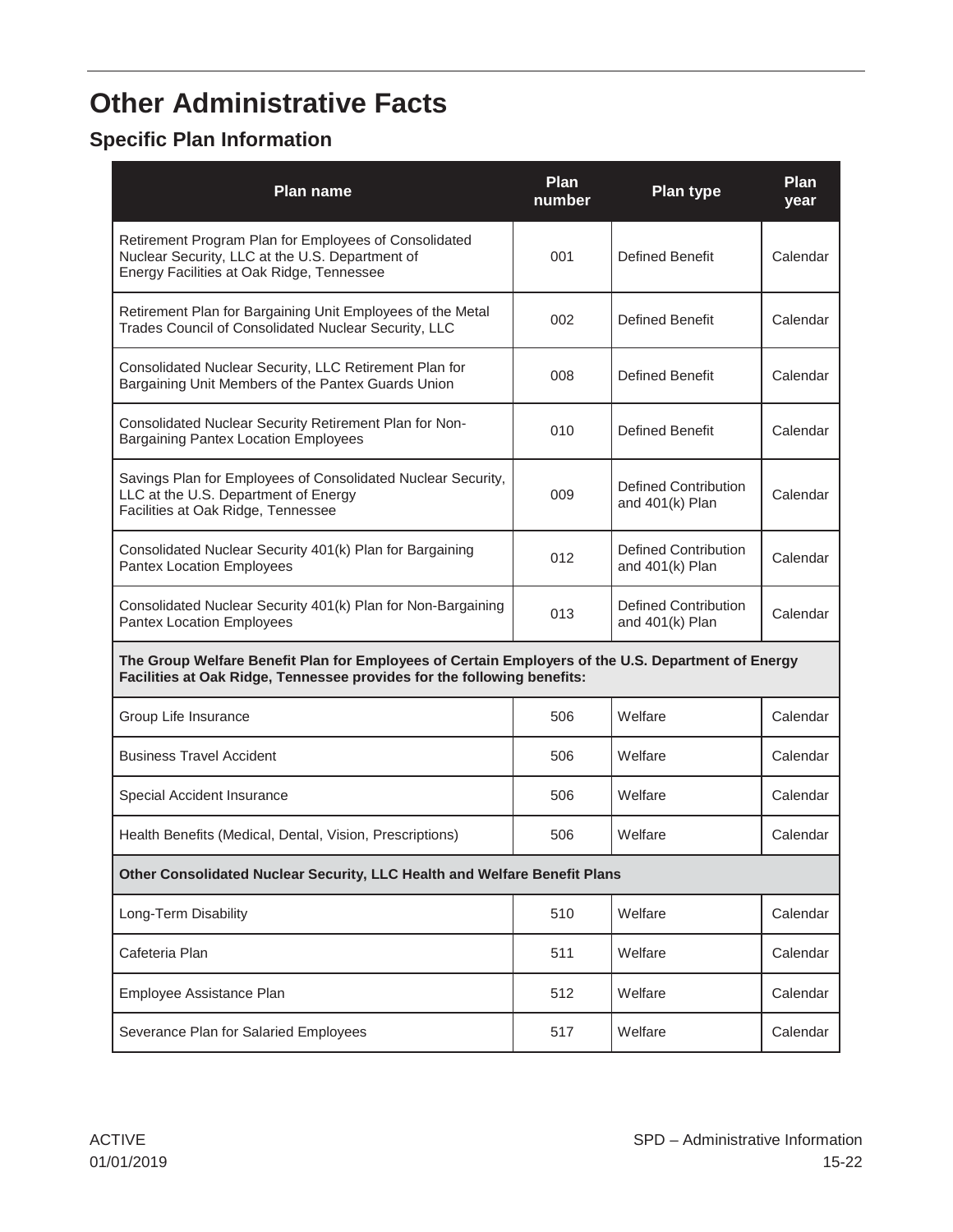# Other Administrative Facts

## Specific Plan Information

| Plan name | Plan number | Plan type | Plan year |
|---|---|---|---|
| Retirement Program Plan for Employees of Consolidated Nuclear Security, LLC at the U.S. Department of Energy Facilities at Oak Ridge, Tennessee | 001 | Defined Benefit | Calendar |
| Retirement Plan for Bargaining Unit Employees of the Metal Trades Council of Consolidated Nuclear Security, LLC | 002 | Defined Benefit | Calendar |
| Consolidated Nuclear Security, LLC Retirement Plan for Bargaining Unit Members of the Pantex Guards Union | 008 | Defined Benefit | Calendar |
| Consolidated Nuclear Security Retirement Plan for Non-Bargaining Pantex Location Employees | 010 | Defined Benefit | Calendar |
| Savings Plan for Employees of Consolidated Nuclear Security, LLC at the U.S. Department of Energy Facilities at Oak Ridge, Tennessee | 009 | Defined Contribution and 401(k) Plan | Calendar |
| Consolidated Nuclear Security 401(k) Plan for Bargaining Pantex Location Employees | 012 | Defined Contribution and 401(k) Plan | Calendar |
| Consolidated Nuclear Security 401(k) Plan for Non-Bargaining Pantex Location Employees | 013 | Defined Contribution and 401(k) Plan | Calendar |
| **The Group Welfare Benefit Plan for Employees of Certain Employers of the U.S. Department of Energy Facilities at Oak Ridge, Tennessee provides for the following benefits:** | | | |
| Group Life Insurance | 506 | Welfare | Calendar |
| Business Travel Accident | 506 | Welfare | Calendar |
| Special Accident Insurance | 506 | Welfare | Calendar |
| Health Benefits (Medical, Dental, Vision, Prescriptions) | 506 | Welfare | Calendar |
| **Other Consolidated Nuclear Security, LLC Health and Welfare Benefit Plans** | | | |
| Long-Term Disability | 510 | Welfare | Calendar |
| Cafeteria Plan | 511 | Welfare | Calendar |
| Employee Assistance Plan | 512 | Welfare | Calendar |
| Severance Plan for Salaried Employees | 517 | Welfare | Calendar |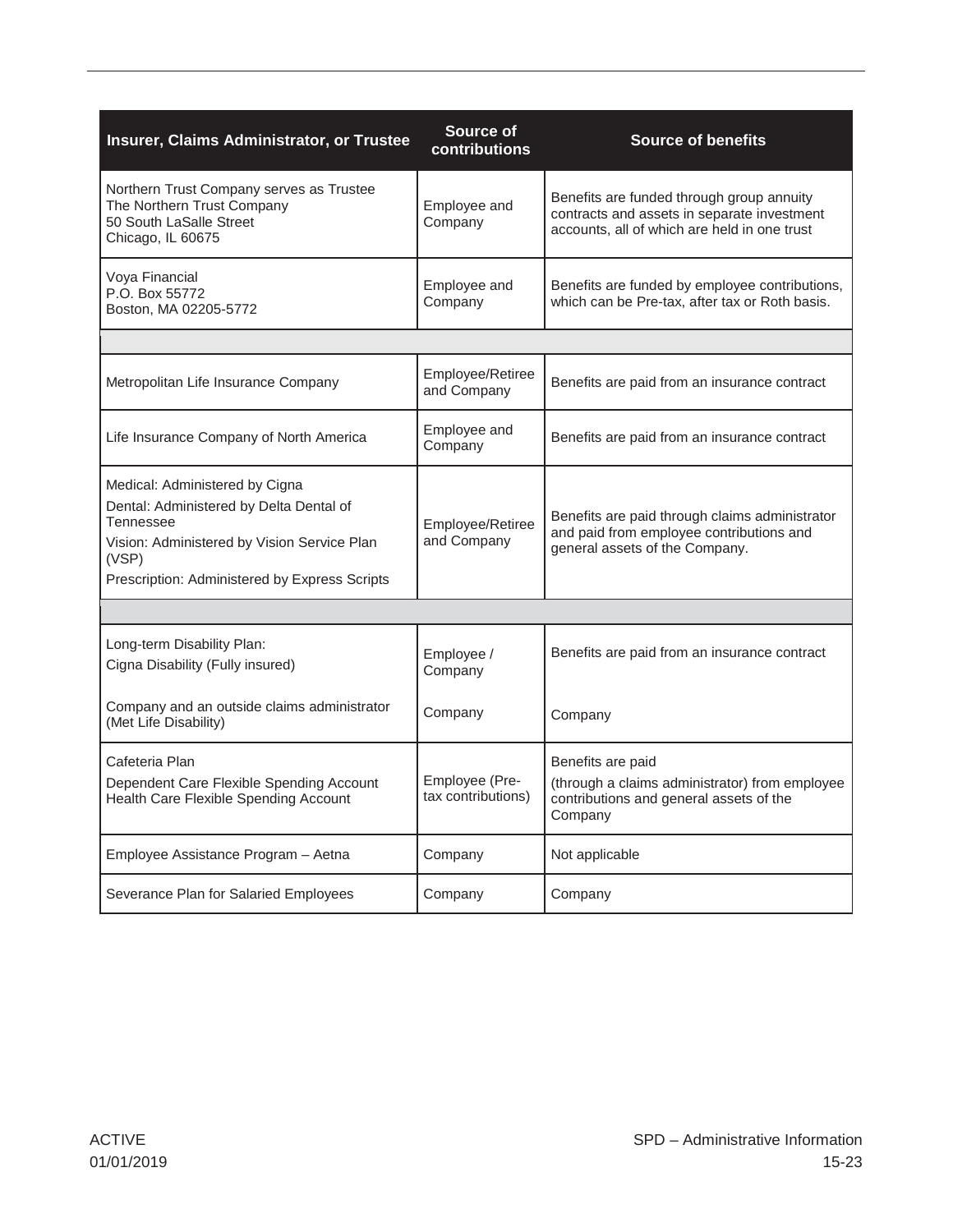| Insurer, Claims Administrator, or Trustee | Source of contributions | Source of benefits |
|---|---|---|
| Northern Trust Company serves as Trustee<br>The Northern Trust Company<br>50 South LaSalle Street<br>Chicago, IL 60675 | Employee and Company | Benefits are funded through group annuity contracts and assets in separate investment accounts, all of which are held in one trust |
| Voya Financial<br>P.O. Box 55772<br>Boston, MA 02205-5772 | Employee and Company | Benefits are funded by employee contributions, which can be Pre-tax, after tax or Roth basis. |
| | | |
| Metropolitan Life Insurance Company | Employee/Retiree and Company | Benefits are paid from an insurance contract |
| Life Insurance Company of North America | Employee and Company | Benefits are paid from an insurance contract |
| Medical: Administered by Cigna<br>Dental: Administered by Delta Dental of Tennessee<br>Vision: Administered by Vision Service Plan (VSP)<br>Prescription: Administered by Express Scripts | Employee/Retiree and Company | Benefits are paid through claims administrator and paid from employee contributions and general assets of the Company. |
| | | |
| Long-term Disability Plan:<br>Cigna Disability (Fully insured)<br><br>Company and an outside claims administrator (Met Life Disability) | Employee / Company<br><br>Company | Benefits are paid from an insurance contract<br><br>Company |
| Cafeteria Plan<br>Dependent Care Flexible Spending Account<br>Health Care Flexible Spending Account | Employee (Pre-tax contributions) | Benefits are paid<br>(through a claims administrator) from employee contributions and general assets of the Company |
| Employee Assistance Program – Aetna | Company | Not applicable |
| Severance Plan for Salaried Employees | Company | Company |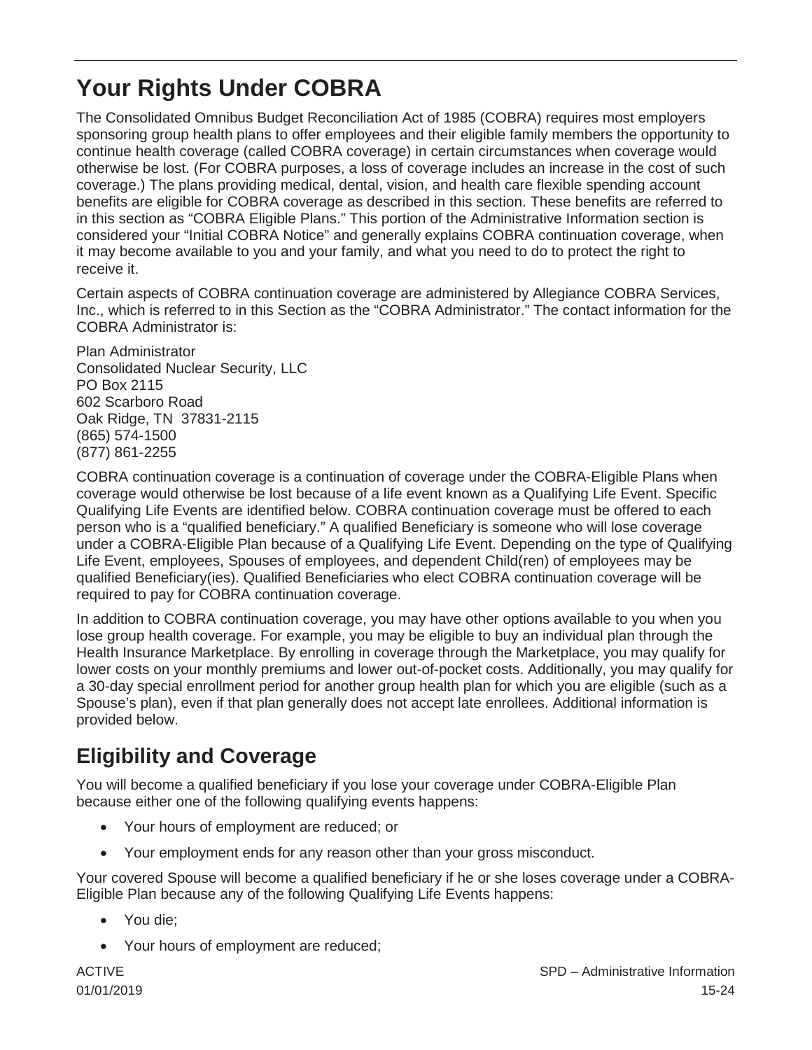# Your Rights Under COBRA

The Consolidated Omnibus Budget Reconciliation Act of 1985 (COBRA) requires most employers sponsoring group health plans to offer employees and their eligible family members the opportunity to continue health coverage (called COBRA coverage) in certain circumstances when coverage would otherwise be lost. (For COBRA purposes, a loss of coverage includes an increase in the cost of such coverage.) The plans providing medical, dental, vision, and health care flexible spending account benefits are eligible for COBRA coverage as described in this section. These benefits are referred to in this section as "COBRA Eligible Plans." This portion of the Administrative Information section is considered your "Initial COBRA Notice" and generally explains COBRA continuation coverage, when it may become available to you and your family, and what you need to do to protect the right to receive it.

Certain aspects of COBRA continuation coverage are administered by Allegiance COBRA Services, Inc., which is referred to in this Section as the "COBRA Administrator." The contact information for the COBRA Administrator is:

Plan Administrator
Consolidated Nuclear Security, LLC
PO Box 2115
602 Scarboro Road
Oak Ridge, TN 37831-2115
(865) 574-1500
(877) 861-2255

COBRA continuation coverage is a continuation of coverage under the COBRA-Eligible Plans when coverage would otherwise be lost because of a life event known as a Qualifying Life Event. Specific Qualifying Life Events are identified below. COBRA continuation coverage must be offered to each person who is a "qualified beneficiary." A qualified Beneficiary is someone who will lose coverage under a COBRA-Eligible Plan because of a Qualifying Life Event. Depending on the type of Qualifying Life Event, employees, Spouses of employees, and dependent Child(ren) of employees may be qualified Beneficiary(ies). Qualified Beneficiaries who elect COBRA continuation coverage will be required to pay for COBRA continuation coverage.

In addition to COBRA continuation coverage, you may have other options available to you when you lose group health coverage. For example, you may be eligible to buy an individual plan through the Health Insurance Marketplace. By enrolling in coverage through the Marketplace, you may qualify for lower costs on your monthly premiums and lower out-of-pocket costs. Additionally, you may qualify for a 30-day special enrollment period for another group health plan for which you are eligible (such as a Spouse's plan), even if that plan generally does not accept late enrollees. Additional information is provided below.

## Eligibility and Coverage

You will become a qualified beneficiary if you lose your coverage under COBRA-Eligible Plan because either one of the following qualifying events happens:

- Your hours of employment are reduced; or
- Your employment ends for any reason other than your gross misconduct.

Your covered Spouse will become a qualified beneficiary if he or she loses coverage under a COBRA-Eligible Plan because any of the following Qualifying Life Events happens:

- You die;
- Your hours of employment are reduced;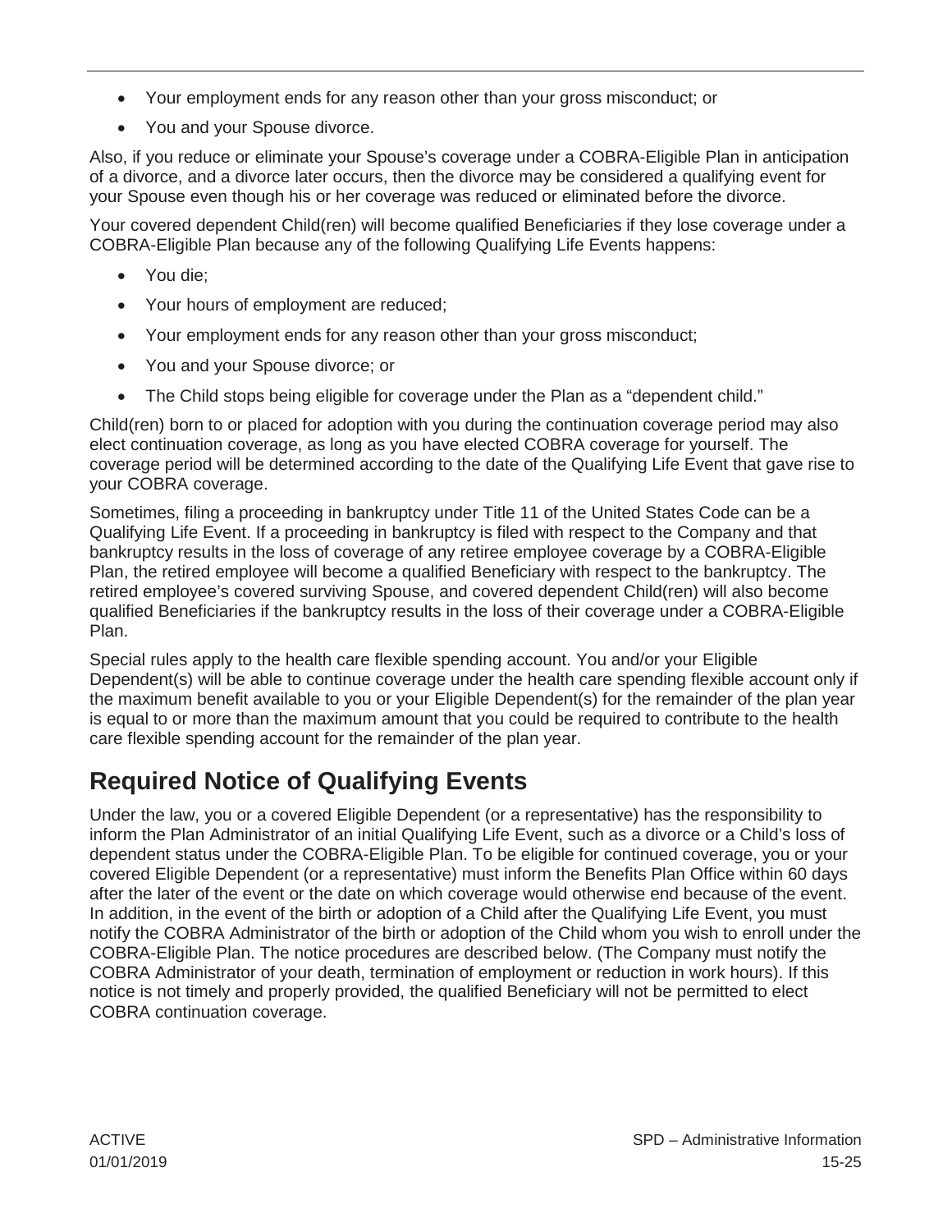- Your employment ends for any reason other than your gross misconduct; or
- You and your Spouse divorce.

Also, if you reduce or eliminate your Spouse's coverage under a COBRA-Eligible Plan in anticipation of a divorce, and a divorce later occurs, then the divorce may be considered a qualifying event for your Spouse even though his or her coverage was reduced or eliminated before the divorce.

Your covered dependent Child(ren) will become qualified Beneficiaries if they lose coverage under a COBRA-Eligible Plan because any of the following Qualifying Life Events happens:

- You die;
- Your hours of employment are reduced;
- Your employment ends for any reason other than your gross misconduct;
- You and your Spouse divorce; or
- The Child stops being eligible for coverage under the Plan as a "dependent child."

Child(ren) born to or placed for adoption with you during the continuation coverage period may also elect continuation coverage, as long as you have elected COBRA coverage for yourself. The coverage period will be determined according to the date of the Qualifying Life Event that gave rise to your COBRA coverage.

Sometimes, filing a proceeding in bankruptcy under Title 11 of the United States Code can be a Qualifying Life Event. If a proceeding in bankruptcy is filed with respect to the Company and that bankruptcy results in the loss of coverage of any retiree employee coverage by a COBRA-Eligible Plan, the retired employee will become a qualified Beneficiary with respect to the bankruptcy. The retired employee's covered surviving Spouse, and covered dependent Child(ren) will also become qualified Beneficiaries if the bankruptcy results in the loss of their coverage under a COBRA-Eligible Plan.

Special rules apply to the health care flexible spending account. You and/or your Eligible Dependent(s) will be able to continue coverage under the health care spending flexible account only if the maximum benefit available to you or your Eligible Dependent(s) for the remainder of the plan year is equal to or more than the maximum amount that you could be required to contribute to the health care flexible spending account for the remainder of the plan year.

## Required Notice of Qualifying Events

Under the law, you or a covered Eligible Dependent (or a representative) has the responsibility to inform the Plan Administrator of an initial Qualifying Life Event, such as a divorce or a Child's loss of dependent status under the COBRA-Eligible Plan. To be eligible for continued coverage, you or your covered Eligible Dependent (or a representative) must inform the Benefits Plan Office within 60 days after the later of the event or the date on which coverage would otherwise end because of the event. In addition, in the event of the birth or adoption of a Child after the Qualifying Life Event, you must notify the COBRA Administrator of the birth or adoption of the Child whom you wish to enroll under the COBRA-Eligible Plan. The notice procedures are described below. (The Company must notify the COBRA Administrator of your death, termination of employment or reduction in work hours). If this notice is not timely and properly provided, the qualified Beneficiary will not be permitted to elect COBRA continuation coverage.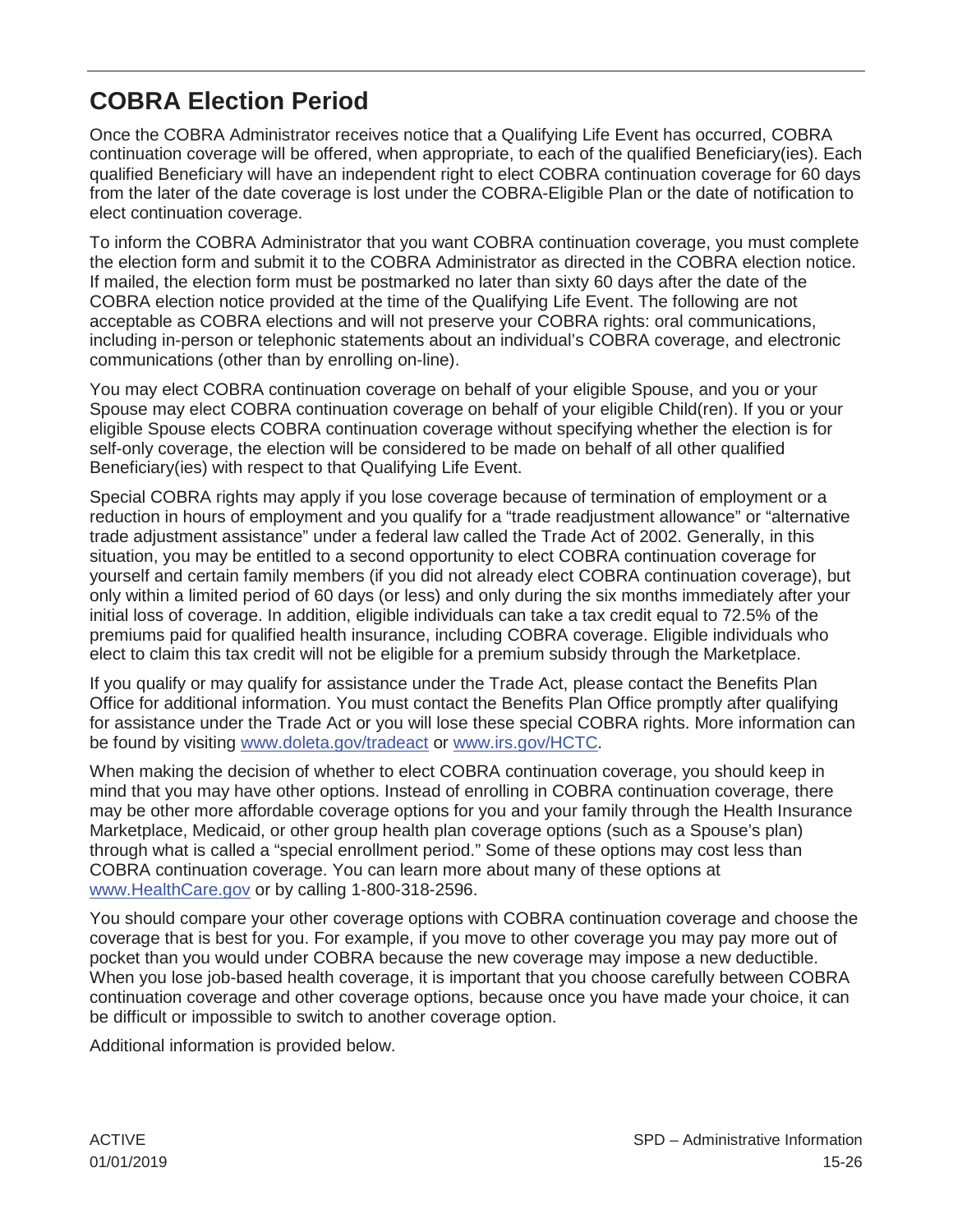## COBRA Election Period

Once the COBRA Administrator receives notice that a Qualifying Life Event has occurred, COBRA continuation coverage will be offered, when appropriate, to each of the qualified Beneficiary(ies). Each qualified Beneficiary will have an independent right to elect COBRA continuation coverage for 60 days from the later of the date coverage is lost under the COBRA-Eligible Plan or the date of notification to elect continuation coverage.

To inform the COBRA Administrator that you want COBRA continuation coverage, you must complete the election form and submit it to the COBRA Administrator as directed in the COBRA election notice. If mailed, the election form must be postmarked no later than sixty 60 days after the date of the COBRA election notice provided at the time of the Qualifying Life Event. The following are not acceptable as COBRA elections and will not preserve your COBRA rights: oral communications, including in-person or telephonic statements about an individual's COBRA coverage, and electronic communications (other than by enrolling on-line).

You may elect COBRA continuation coverage on behalf of your eligible Spouse, and you or your Spouse may elect COBRA continuation coverage on behalf of your eligible Child(ren). If you or your eligible Spouse elects COBRA continuation coverage without specifying whether the election is for self-only coverage, the election will be considered to be made on behalf of all other qualified Beneficiary(ies) with respect to that Qualifying Life Event.

Special COBRA rights may apply if you lose coverage because of termination of employment or a reduction in hours of employment and you qualify for a "trade readjustment allowance" or "alternative trade adjustment assistance" under a federal law called the Trade Act of 2002. Generally, in this situation, you may be entitled to a second opportunity to elect COBRA continuation coverage for yourself and certain family members (if you did not already elect COBRA continuation coverage), but only within a limited period of 60 days (or less) and only during the six months immediately after your initial loss of coverage. In addition, eligible individuals can take a tax credit equal to 72.5% of the premiums paid for qualified health insurance, including COBRA coverage. Eligible individuals who elect to claim this tax credit will not be eligible for a premium subsidy through the Marketplace.

If you qualify or may qualify for assistance under the Trade Act, please contact the Benefits Plan Office for additional information. You must contact the Benefits Plan Office promptly after qualifying for assistance under the Trade Act or you will lose these special COBRA rights. More information can be found by visiting www.doleta.gov/tradeact or www.irs.gov/HCTC.

When making the decision of whether to elect COBRA continuation coverage, you should keep in mind that you may have other options. Instead of enrolling in COBRA continuation coverage, there may be other more affordable coverage options for you and your family through the Health Insurance Marketplace, Medicaid, or other group health plan coverage options (such as a Spouse's plan) through what is called a "special enrollment period." Some of these options may cost less than COBRA continuation coverage. You can learn more about many of these options at www.HealthCare.gov or by calling 1-800-318-2596.

You should compare your other coverage options with COBRA continuation coverage and choose the coverage that is best for you. For example, if you move to other coverage you may pay more out of pocket than you would under COBRA because the new coverage may impose a new deductible. When you lose job-based health coverage, it is important that you choose carefully between COBRA continuation coverage and other coverage options, because once you have made your choice, it can be difficult or impossible to switch to another coverage option.

Additional information is provided below.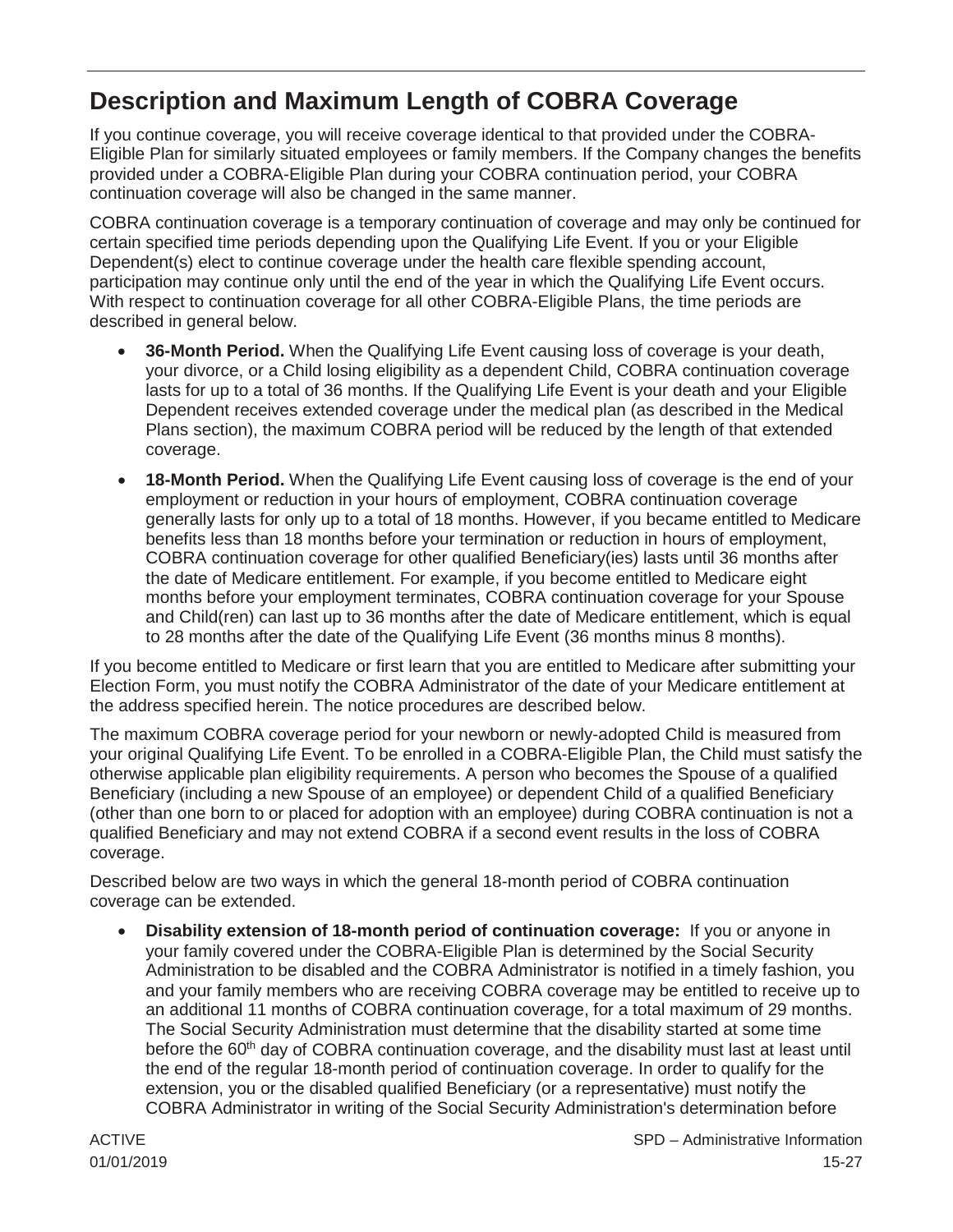## Description and Maximum Length of COBRA Coverage

If you continue coverage, you will receive coverage identical to that provided under the COBRA-Eligible Plan for similarly situated employees or family members. If the Company changes the benefits provided under a COBRA-Eligible Plan during your COBRA continuation period, your COBRA continuation coverage will also be changed in the same manner.

COBRA continuation coverage is a temporary continuation of coverage and may only be continued for certain specified time periods depending upon the Qualifying Life Event. If you or your Eligible Dependent(s) elect to continue coverage under the health care flexible spending account, participation may continue only until the end of the year in which the Qualifying Life Event occurs. With respect to continuation coverage for all other COBRA-Eligible Plans, the time periods are described in general below.

- **36-Month Period.** When the Qualifying Life Event causing loss of coverage is your death, your divorce, or a Child losing eligibility as a dependent Child, COBRA continuation coverage lasts for up to a total of 36 months. If the Qualifying Life Event is your death and your Eligible Dependent receives extended coverage under the medical plan (as described in the Medical Plans section), the maximum COBRA period will be reduced by the length of that extended coverage.
- **18-Month Period.** When the Qualifying Life Event causing loss of coverage is the end of your employment or reduction in your hours of employment, COBRA continuation coverage generally lasts for only up to a total of 18 months. However, if you became entitled to Medicare benefits less than 18 months before your termination or reduction in hours of employment, COBRA continuation coverage for other qualified Beneficiary(ies) lasts until 36 months after the date of Medicare entitlement. For example, if you become entitled to Medicare eight months before your employment terminates, COBRA continuation coverage for your Spouse and Child(ren) can last up to 36 months after the date of Medicare entitlement, which is equal to 28 months after the date of the Qualifying Life Event (36 months minus 8 months).

If you become entitled to Medicare or first learn that you are entitled to Medicare after submitting your Election Form, you must notify the COBRA Administrator of the date of your Medicare entitlement at the address specified herein. The notice procedures are described below.

The maximum COBRA coverage period for your newborn or newly-adopted Child is measured from your original Qualifying Life Event. To be enrolled in a COBRA-Eligible Plan, the Child must satisfy the otherwise applicable plan eligibility requirements. A person who becomes the Spouse of a qualified Beneficiary (including a new Spouse of an employee) or dependent Child of a qualified Beneficiary (other than one born to or placed for adoption with an employee) during COBRA continuation is not a qualified Beneficiary and may not extend COBRA if a second event results in the loss of COBRA coverage.

Described below are two ways in which the general 18-month period of COBRA continuation coverage can be extended.

- **Disability extension of 18-month period of continuation coverage:** If you or anyone in your family covered under the COBRA-Eligible Plan is determined by the Social Security Administration to be disabled and the COBRA Administrator is notified in a timely fashion, you and your family members who are receiving COBRA coverage may be entitled to receive up to an additional 11 months of COBRA continuation coverage, for a total maximum of 29 months. The Social Security Administration must determine that the disability started at some time before the 60th day of COBRA continuation coverage, and the disability must last at least until the end of the regular 18-month period of continuation coverage. In order to qualify for the extension, you or the disabled qualified Beneficiary (or a representative) must notify the COBRA Administrator in writing of the Social Security Administration's determination before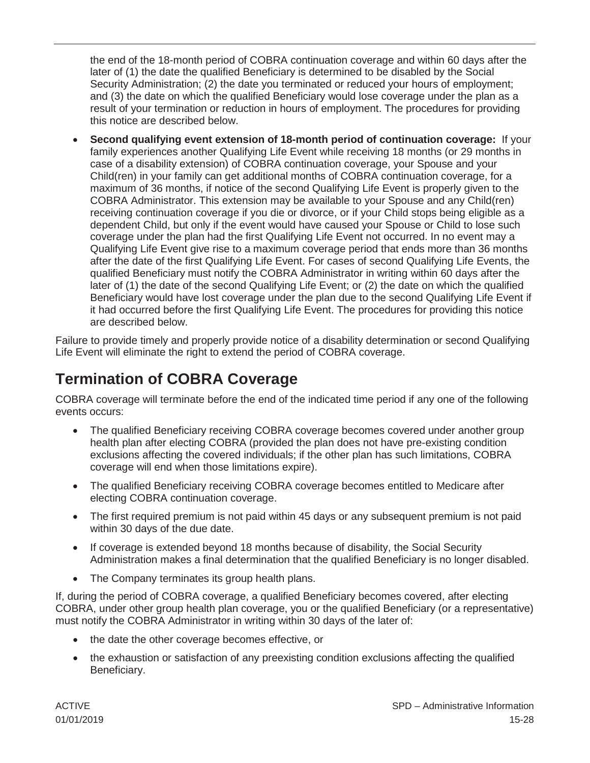the end of the 18-month period of COBRA continuation coverage and within 60 days after the later of (1) the date the qualified Beneficiary is determined to be disabled by the Social Security Administration; (2) the date you terminated or reduced your hours of employment; and (3) the date on which the qualified Beneficiary would lose coverage under the plan as a result of your termination or reduction in hours of employment. The procedures for providing this notice are described below.

- **Second qualifying event extension of 18-month period of continuation coverage:** If your family experiences another Qualifying Life Event while receiving 18 months (or 29 months in case of a disability extension) of COBRA continuation coverage, your Spouse and your Child(ren) in your family can get additional months of COBRA continuation coverage, for a maximum of 36 months, if notice of the second Qualifying Life Event is properly given to the COBRA Administrator. This extension may be available to your Spouse and any Child(ren) receiving continuation coverage if you die or divorce, or if your Child stops being eligible as a dependent Child, but only if the event would have caused your Spouse or Child to lose such coverage under the plan had the first Qualifying Life Event not occurred. In no event may a Qualifying Life Event give rise to a maximum coverage period that ends more than 36 months after the date of the first Qualifying Life Event. For cases of second Qualifying Life Events, the qualified Beneficiary must notify the COBRA Administrator in writing within 60 days after the later of (1) the date of the second Qualifying Life Event; or (2) the date on which the qualified Beneficiary would have lost coverage under the plan due to the second Qualifying Life Event if it had occurred before the first Qualifying Life Event. The procedures for providing this notice are described below.

Failure to provide timely and properly provide notice of a disability determination or second Qualifying Life Event will eliminate the right to extend the period of COBRA coverage.

## Termination of COBRA Coverage

COBRA coverage will terminate before the end of the indicated time period if any one of the following events occurs:

- The qualified Beneficiary receiving COBRA coverage becomes covered under another group health plan after electing COBRA (provided the plan does not have pre-existing condition exclusions affecting the covered individuals; if the other plan has such limitations, COBRA coverage will end when those limitations expire).
- The qualified Beneficiary receiving COBRA coverage becomes entitled to Medicare after electing COBRA continuation coverage.
- The first required premium is not paid within 45 days or any subsequent premium is not paid within 30 days of the due date.
- If coverage is extended beyond 18 months because of disability, the Social Security Administration makes a final determination that the qualified Beneficiary is no longer disabled.
- The Company terminates its group health plans.

If, during the period of COBRA coverage, a qualified Beneficiary becomes covered, after electing COBRA, under other group health plan coverage, you or the qualified Beneficiary (or a representative) must notify the COBRA Administrator in writing within 30 days of the later of:

- the date the other coverage becomes effective, or
- the exhaustion or satisfaction of any preexisting condition exclusions affecting the qualified Beneficiary.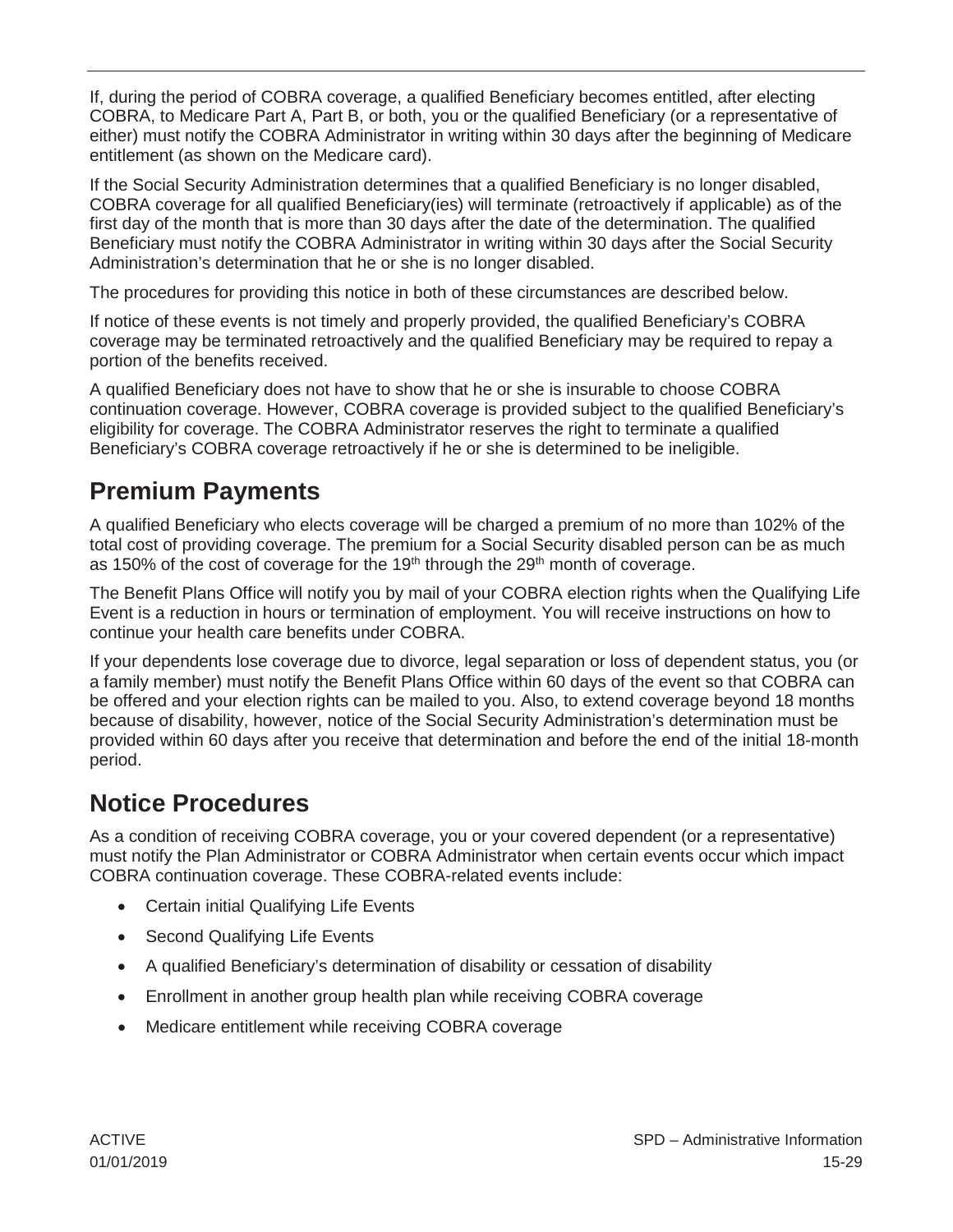If, during the period of COBRA coverage, a qualified Beneficiary becomes entitled, after electing COBRA, to Medicare Part A, Part B, or both, you or the qualified Beneficiary (or a representative of either) must notify the COBRA Administrator in writing within 30 days after the beginning of Medicare entitlement (as shown on the Medicare card).

If the Social Security Administration determines that a qualified Beneficiary is no longer disabled, COBRA coverage for all qualified Beneficiary(ies) will terminate (retroactively if applicable) as of the first day of the month that is more than 30 days after the date of the determination. The qualified Beneficiary must notify the COBRA Administrator in writing within 30 days after the Social Security Administration's determination that he or she is no longer disabled.

The procedures for providing this notice in both of these circumstances are described below.

If notice of these events is not timely and properly provided, the qualified Beneficiary's COBRA coverage may be terminated retroactively and the qualified Beneficiary may be required to repay a portion of the benefits received.

A qualified Beneficiary does not have to show that he or she is insurable to choose COBRA continuation coverage. However, COBRA coverage is provided subject to the qualified Beneficiary's eligibility for coverage. The COBRA Administrator reserves the right to terminate a qualified Beneficiary's COBRA coverage retroactively if he or she is determined to be ineligible.

## Premium Payments

A qualified Beneficiary who elects coverage will be charged a premium of no more than 102% of the total cost of providing coverage. The premium for a Social Security disabled person can be as much as 150% of the cost of coverage for the 19th through the 29th month of coverage.

The Benefit Plans Office will notify you by mail of your COBRA election rights when the Qualifying Life Event is a reduction in hours or termination of employment. You will receive instructions on how to continue your health care benefits under COBRA.

If your dependents lose coverage due to divorce, legal separation or loss of dependent status, you (or a family member) must notify the Benefit Plans Office within 60 days of the event so that COBRA can be offered and your election rights can be mailed to you. Also, to extend coverage beyond 18 months because of disability, however, notice of the Social Security Administration's determination must be provided within 60 days after you receive that determination and before the end of the initial 18-month period.

## Notice Procedures

As a condition of receiving COBRA coverage, you or your covered dependent (or a representative) must notify the Plan Administrator or COBRA Administrator when certain events occur which impact COBRA continuation coverage. These COBRA-related events include:

- Certain initial Qualifying Life Events
- Second Qualifying Life Events
- A qualified Beneficiary's determination of disability or cessation of disability
- Enrollment in another group health plan while receiving COBRA coverage
- Medicare entitlement while receiving COBRA coverage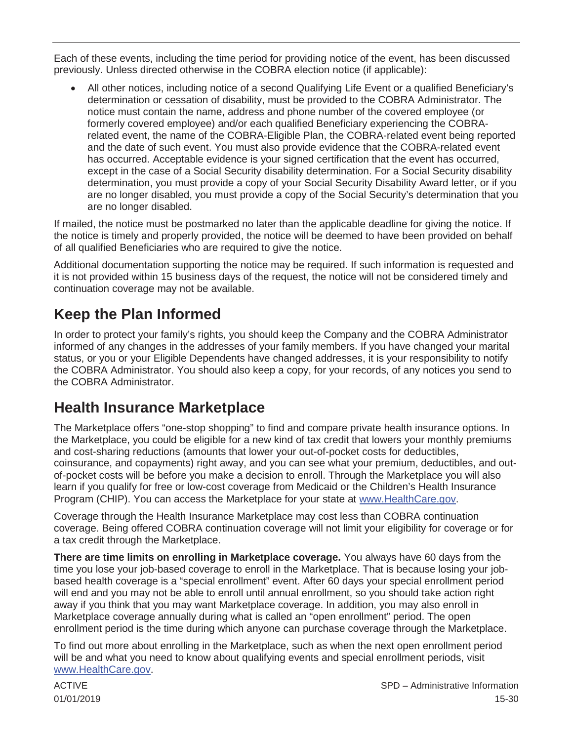Each of these events, including the time period for providing notice of the event, has been discussed previously. Unless directed otherwise in the COBRA election notice (if applicable):

- All other notices, including notice of a second Qualifying Life Event or a qualified Beneficiary's determination or cessation of disability, must be provided to the COBRA Administrator. The notice must contain the name, address and phone number of the covered employee (or formerly covered employee) and/or each qualified Beneficiary experiencing the COBRA-related event, the name of the COBRA-Eligible Plan, the COBRA-related event being reported and the date of such event. You must also provide evidence that the COBRA-related event has occurred. Acceptable evidence is your signed certification that the event has occurred, except in the case of a Social Security disability determination. For a Social Security disability determination, you must provide a copy of your Social Security Disability Award letter, or if you are no longer disabled, you must provide a copy of the Social Security's determination that you are no longer disabled.

If mailed, the notice must be postmarked no later than the applicable deadline for giving the notice. If the notice is timely and properly provided, the notice will be deemed to have been provided on behalf of all qualified Beneficiaries who are required to give the notice.

Additional documentation supporting the notice may be required. If such information is requested and it is not provided within 15 business days of the request, the notice will not be considered timely and continuation coverage may not be available.

## Keep the Plan Informed

In order to protect your family's rights, you should keep the Company and the COBRA Administrator informed of any changes in the addresses of your family members. If you have changed your marital status, or you or your Eligible Dependents have changed addresses, it is your responsibility to notify the COBRA Administrator. You should also keep a copy, for your records, of any notices you send to the COBRA Administrator.

## Health Insurance Marketplace

The Marketplace offers "one-stop shopping" to find and compare private health insurance options. In the Marketplace, you could be eligible for a new kind of tax credit that lowers your monthly premiums and cost-sharing reductions (amounts that lower your out-of-pocket costs for deductibles, coinsurance, and copayments) right away, and you can see what your premium, deductibles, and out-of-pocket costs will be before you make a decision to enroll. Through the Marketplace you will also learn if you qualify for free or low-cost coverage from Medicaid or the Children's Health Insurance Program (CHIP). You can access the Marketplace for your state at www.HealthCare.gov.

Coverage through the Health Insurance Marketplace may cost less than COBRA continuation coverage. Being offered COBRA continuation coverage will not limit your eligibility for coverage or for a tax credit through the Marketplace.

**There are time limits on enrolling in Marketplace coverage.** You always have 60 days from the time you lose your job-based coverage to enroll in the Marketplace. That is because losing your job-based health coverage is a "special enrollment" event. After 60 days your special enrollment period will end and you may not be able to enroll until annual enrollment, so you should take action right away if you think that you may want Marketplace coverage. In addition, you may also enroll in Marketplace coverage annually during what is called an "open enrollment" period. The open enrollment period is the time during which anyone can purchase coverage through the Marketplace.

To find out more about enrolling in the Marketplace, such as when the next open enrollment period will be and what you need to know about qualifying events and special enrollment periods, visit www.HealthCare.gov.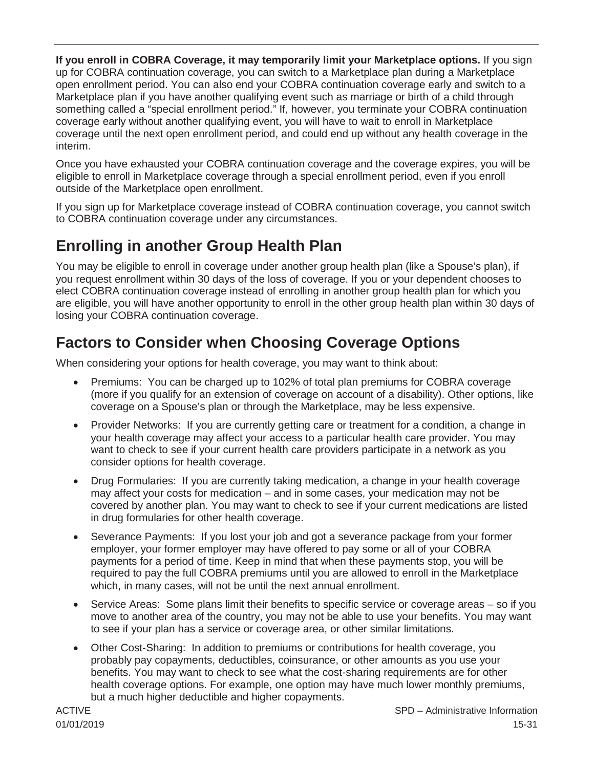**If you enroll in COBRA Coverage, it may temporarily limit your Marketplace options.** If you sign up for COBRA continuation coverage, you can switch to a Marketplace plan during a Marketplace open enrollment period. You can also end your COBRA continuation coverage early and switch to a Marketplace plan if you have another qualifying event such as marriage or birth of a child through something called a "special enrollment period." If, however, you terminate your COBRA continuation coverage early without another qualifying event, you will have to wait to enroll in Marketplace coverage until the next open enrollment period, and could end up without any health coverage in the interim.

Once you have exhausted your COBRA continuation coverage and the coverage expires, you will be eligible to enroll in Marketplace coverage through a special enrollment period, even if you enroll outside of the Marketplace open enrollment.

If you sign up for Marketplace coverage instead of COBRA continuation coverage, you cannot switch to COBRA continuation coverage under any circumstances.

## Enrolling in another Group Health Plan

You may be eligible to enroll in coverage under another group health plan (like a Spouse's plan), if you request enrollment within 30 days of the loss of coverage. If you or your dependent chooses to elect COBRA continuation coverage instead of enrolling in another group health plan for which you are eligible, you will have another opportunity to enroll in the other group health plan within 30 days of losing your COBRA continuation coverage.

## Factors to Consider when Choosing Coverage Options

When considering your options for health coverage, you may want to think about:

- Premiums: You can be charged up to 102% of total plan premiums for COBRA coverage (more if you qualify for an extension of coverage on account of a disability). Other options, like coverage on a Spouse's plan or through the Marketplace, may be less expensive.
- Provider Networks: If you are currently getting care or treatment for a condition, a change in your health coverage may affect your access to a particular health care provider. You may want to check to see if your current health care providers participate in a network as you consider options for health coverage.
- Drug Formularies: If you are currently taking medication, a change in your health coverage may affect your costs for medication – and in some cases, your medication may not be covered by another plan. You may want to check to see if your current medications are listed in drug formularies for other health coverage.
- Severance Payments: If you lost your job and got a severance package from your former employer, your former employer may have offered to pay some or all of your COBRA payments for a period of time. Keep in mind that when these payments stop, you will be required to pay the full COBRA premiums until you are allowed to enroll in the Marketplace which, in many cases, will not be until the next annual enrollment.
- Service Areas: Some plans limit their benefits to specific service or coverage areas – so if you move to another area of the country, you may not be able to use your benefits. You may want to see if your plan has a service or coverage area, or other similar limitations.
- Other Cost-Sharing: In addition to premiums or contributions for health coverage, you probably pay copayments, deductibles, coinsurance, or other amounts as you use your benefits. You may want to check to see what the cost-sharing requirements are for other health coverage options. For example, one option may have much lower monthly premiums, but a much higher deductible and higher copayments.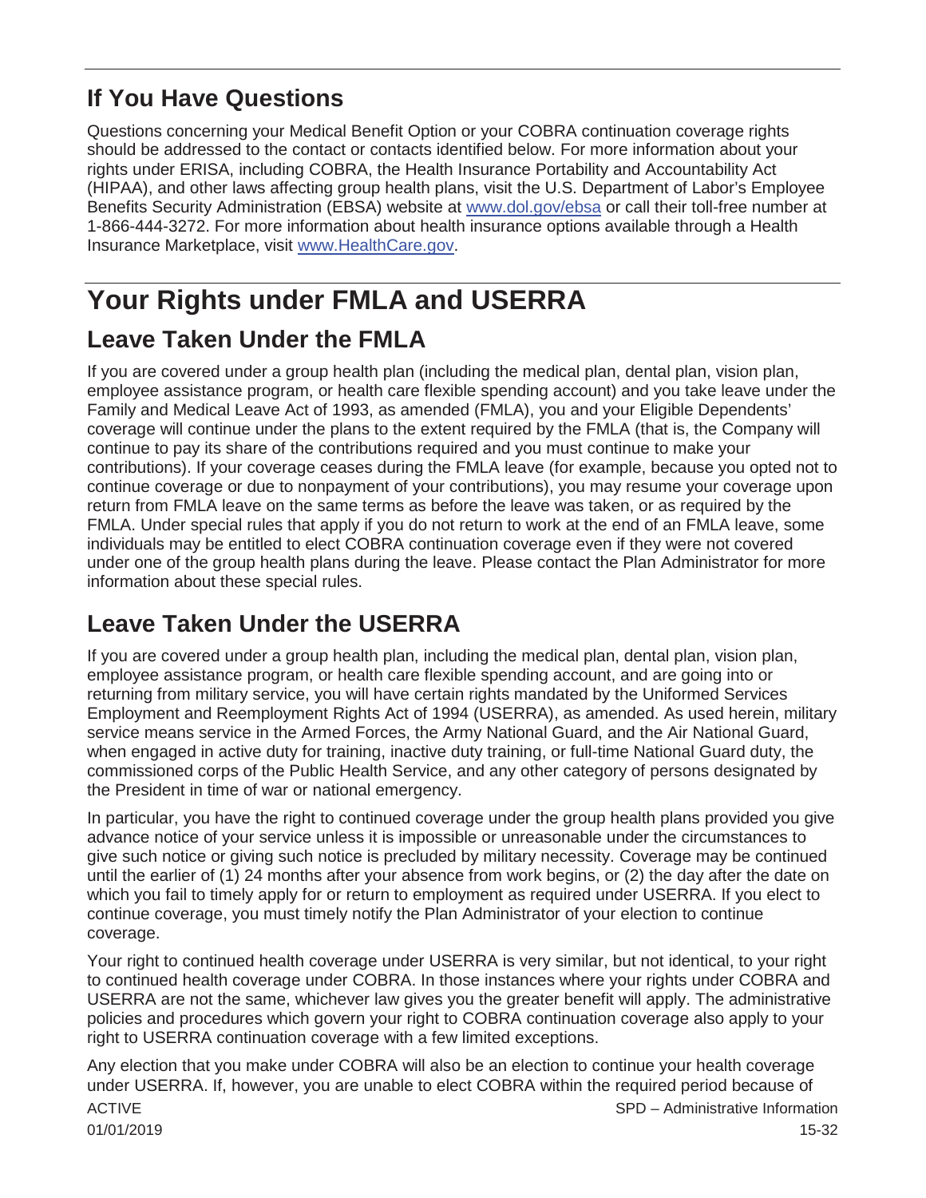## If You Have Questions

Questions concerning your Medical Benefit Option or your COBRA continuation coverage rights should be addressed to the contact or contacts identified below. For more information about your rights under ERISA, including COBRA, the Health Insurance Portability and Accountability Act (HIPAA), and other laws affecting group health plans, visit the U.S. Department of Labor's Employee Benefits Security Administration (EBSA) website at www.dol.gov/ebsa or call their toll-free number at 1-866-444-3272. For more information about health insurance options available through a Health Insurance Marketplace, visit www.HealthCare.gov.

# Your Rights under FMLA and USERRA

## Leave Taken Under the FMLA

If you are covered under a group health plan (including the medical plan, dental plan, vision plan, employee assistance program, or health care flexible spending account) and you take leave under the Family and Medical Leave Act of 1993, as amended (FMLA), you and your Eligible Dependents' coverage will continue under the plans to the extent required by the FMLA (that is, the Company will continue to pay its share of the contributions required and you must continue to make your contributions). If your coverage ceases during the FMLA leave (for example, because you opted not to continue coverage or due to nonpayment of your contributions), you may resume your coverage upon return from FMLA leave on the same terms as before the leave was taken, or as required by the FMLA. Under special rules that apply if you do not return to work at the end of an FMLA leave, some individuals may be entitled to elect COBRA continuation coverage even if they were not covered under one of the group health plans during the leave. Please contact the Plan Administrator for more information about these special rules.

## Leave Taken Under the USERRA

If you are covered under a group health plan, including the medical plan, dental plan, vision plan, employee assistance program, or health care flexible spending account, and are going into or returning from military service, you will have certain rights mandated by the Uniformed Services Employment and Reemployment Rights Act of 1994 (USERRA), as amended. As used herein, military service means service in the Armed Forces, the Army National Guard, and the Air National Guard, when engaged in active duty for training, inactive duty training, or full-time National Guard duty, the commissioned corps of the Public Health Service, and any other category of persons designated by the President in time of war or national emergency.

In particular, you have the right to continued coverage under the group health plans provided you give advance notice of your service unless it is impossible or unreasonable under the circumstances to give such notice or giving such notice is precluded by military necessity. Coverage may be continued until the earlier of (1) 24 months after your absence from work begins, or (2) the day after the date on which you fail to timely apply for or return to employment as required under USERRA. If you elect to continue coverage, you must timely notify the Plan Administrator of your election to continue coverage.

Your right to continued health coverage under USERRA is very similar, but not identical, to your right to continued health coverage under COBRA. In those instances where your rights under COBRA and USERRA are not the same, whichever law gives you the greater benefit will apply. The administrative policies and procedures which govern your right to COBRA continuation coverage also apply to your right to USERRA continuation coverage with a few limited exceptions.

Any election that you make under COBRA will also be an election to continue your health coverage under USERRA. If, however, you are unable to elect COBRA within the required period because of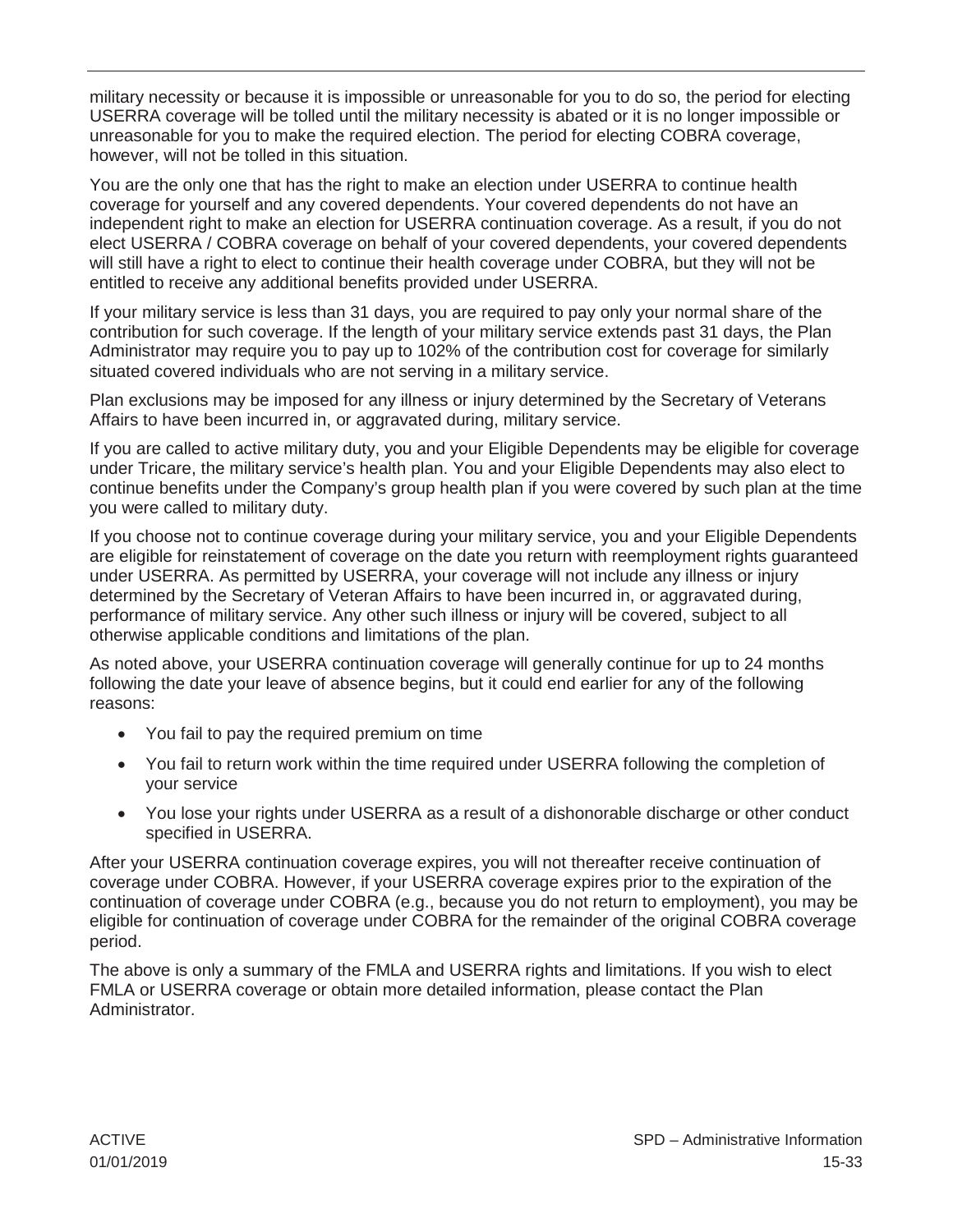military necessity or because it is impossible or unreasonable for you to do so, the period for electing USERRA coverage will be tolled until the military necessity is abated or it is no longer impossible or unreasonable for you to make the required election. The period for electing COBRA coverage, however, will not be tolled in this situation.

You are the only one that has the right to make an election under USERRA to continue health coverage for yourself and any covered dependents. Your covered dependents do not have an independent right to make an election for USERRA continuation coverage. As a result, if you do not elect USERRA / COBRA coverage on behalf of your covered dependents, your covered dependents will still have a right to elect to continue their health coverage under COBRA, but they will not be entitled to receive any additional benefits provided under USERRA.

If your military service is less than 31 days, you are required to pay only your normal share of the contribution for such coverage. If the length of your military service extends past 31 days, the Plan Administrator may require you to pay up to 102% of the contribution cost for coverage for similarly situated covered individuals who are not serving in a military service.

Plan exclusions may be imposed for any illness or injury determined by the Secretary of Veterans Affairs to have been incurred in, or aggravated during, military service.

If you are called to active military duty, you and your Eligible Dependents may be eligible for coverage under Tricare, the military service's health plan. You and your Eligible Dependents may also elect to continue benefits under the Company's group health plan if you were covered by such plan at the time you were called to military duty.

If you choose not to continue coverage during your military service, you and your Eligible Dependents are eligible for reinstatement of coverage on the date you return with reemployment rights guaranteed under USERRA. As permitted by USERRA, your coverage will not include any illness or injury determined by the Secretary of Veteran Affairs to have been incurred in, or aggravated during, performance of military service. Any other such illness or injury will be covered, subject to all otherwise applicable conditions and limitations of the plan.

As noted above, your USERRA continuation coverage will generally continue for up to 24 months following the date your leave of absence begins, but it could end earlier for any of the following reasons:

- You fail to pay the required premium on time
- You fail to return work within the time required under USERRA following the completion of your service
- You lose your rights under USERRA as a result of a dishonorable discharge or other conduct specified in USERRA.

After your USERRA continuation coverage expires, you will not thereafter receive continuation of coverage under COBRA. However, if your USERRA coverage expires prior to the expiration of the continuation of coverage under COBRA (e.g., because you do not return to employment), you may be eligible for continuation of coverage under COBRA for the remainder of the original COBRA coverage period.

The above is only a summary of the FMLA and USERRA rights and limitations. If you wish to elect FMLA or USERRA coverage or obtain more detailed information, please contact the Plan Administrator.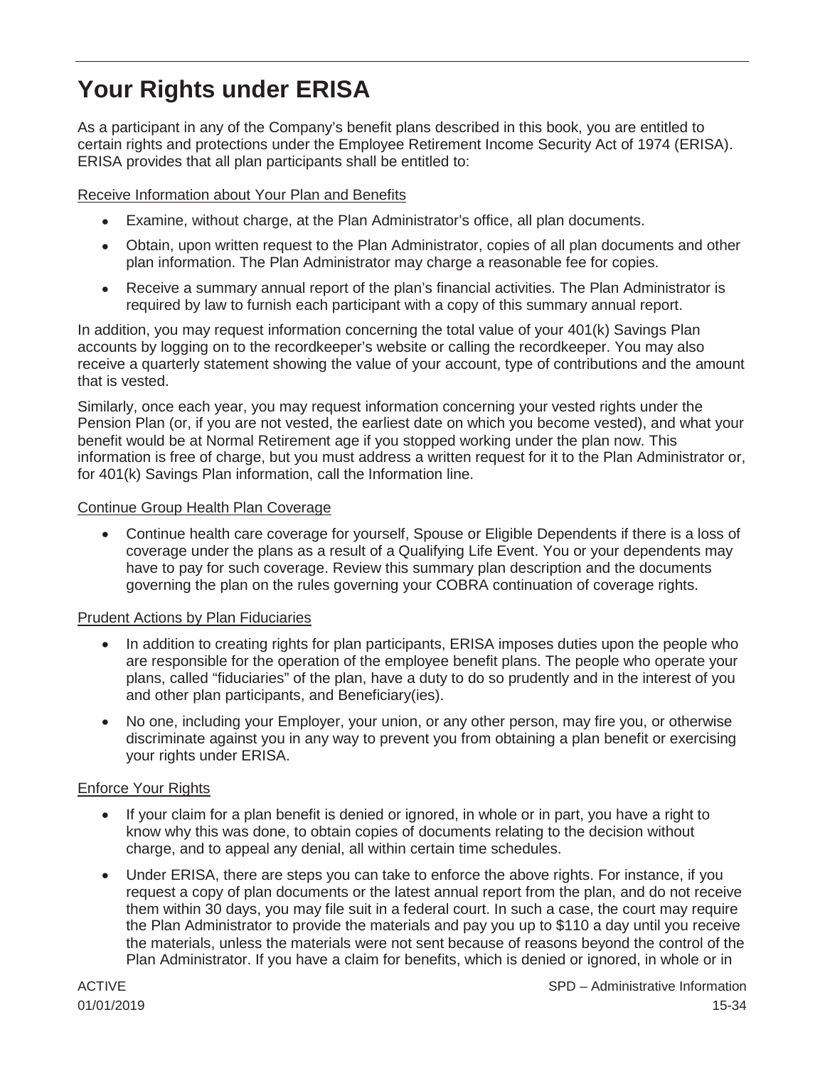# Your Rights under ERISA

As a participant in any of the Company's benefit plans described in this book, you are entitled to certain rights and protections under the Employee Retirement Income Security Act of 1974 (ERISA). ERISA provides that all plan participants shall be entitled to:

Receive Information about Your Plan and Benefits

- Examine, without charge, at the Plan Administrator's office, all plan documents.
- Obtain, upon written request to the Plan Administrator, copies of all plan documents and other plan information. The Plan Administrator may charge a reasonable fee for copies.
- Receive a summary annual report of the plan's financial activities. The Plan Administrator is required by law to furnish each participant with a copy of this summary annual report.

In addition, you may request information concerning the total value of your 401(k) Savings Plan accounts by logging on to the recordkeeper's website or calling the recordkeeper. You may also receive a quarterly statement showing the value of your account, type of contributions and the amount that is vested.

Similarly, once each year, you may request information concerning your vested rights under the Pension Plan (or, if you are not vested, the earliest date on which you become vested), and what your benefit would be at Normal Retirement age if you stopped working under the plan now. This information is free of charge, but you must address a written request for it to the Plan Administrator or, for 401(k) Savings Plan information, call the Information line.

Continue Group Health Plan Coverage

- Continue health care coverage for yourself, Spouse or Eligible Dependents if there is a loss of coverage under the plans as a result of a Qualifying Life Event. You or your dependents may have to pay for such coverage. Review this summary plan description and the documents governing the plan on the rules governing your COBRA continuation of coverage rights.

Prudent Actions by Plan Fiduciaries

- In addition to creating rights for plan participants, ERISA imposes duties upon the people who are responsible for the operation of the employee benefit plans. The people who operate your plans, called "fiduciaries" of the plan, have a duty to do so prudently and in the interest of you and other plan participants, and Beneficiary(ies).
- No one, including your Employer, your union, or any other person, may fire you, or otherwise discriminate against you in any way to prevent you from obtaining a plan benefit or exercising your rights under ERISA.

Enforce Your Rights

- If your claim for a plan benefit is denied or ignored, in whole or in part, you have a right to know why this was done, to obtain copies of documents relating to the decision without charge, and to appeal any denial, all within certain time schedules.
- Under ERISA, there are steps you can take to enforce the above rights. For instance, if you request a copy of plan documents or the latest annual report from the plan, and do not receive them within 30 days, you may file suit in a federal court. In such a case, the court may require the Plan Administrator to provide the materials and pay you up to $110 a day until you receive the materials, unless the materials were not sent because of reasons beyond the control of the Plan Administrator. If you have a claim for benefits, which is denied or ignored, in whole or in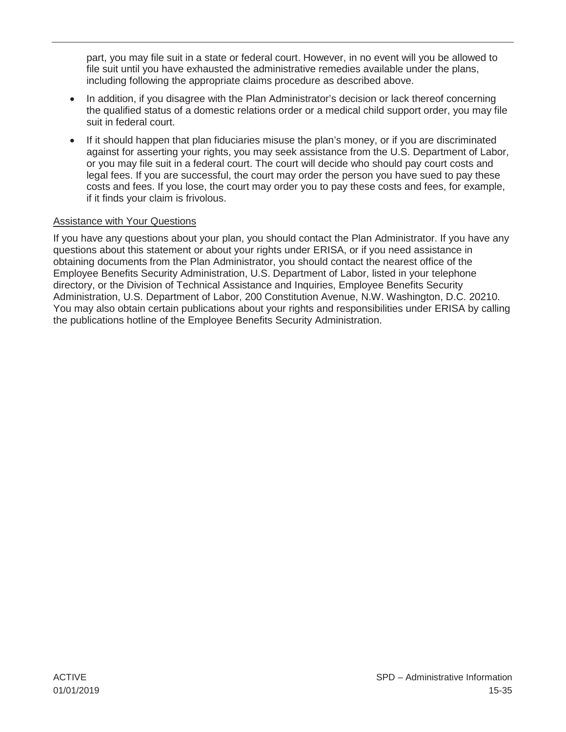part, you may file suit in a state or federal court. However, in no event will you be allowed to file suit until you have exhausted the administrative remedies available under the plans, including following the appropriate claims procedure as described above.

- In addition, if you disagree with the Plan Administrator's decision or lack thereof concerning the qualified status of a domestic relations order or a medical child support order, you may file suit in federal court.
- If it should happen that plan fiduciaries misuse the plan's money, or if you are discriminated against for asserting your rights, you may seek assistance from the U.S. Department of Labor, or you may file suit in a federal court. The court will decide who should pay court costs and legal fees. If you are successful, the court may order the person you have sued to pay these costs and fees. If you lose, the court may order you to pay these costs and fees, for example, if it finds your claim is frivolous.

Assistance with Your Questions

If you have any questions about your plan, you should contact the Plan Administrator. If you have any questions about this statement or about your rights under ERISA, or if you need assistance in obtaining documents from the Plan Administrator, you should contact the nearest office of the Employee Benefits Security Administration, U.S. Department of Labor, listed in your telephone directory, or the Division of Technical Assistance and Inquiries, Employee Benefits Security Administration, U.S. Department of Labor, 200 Constitution Avenue, N.W. Washington, D.C. 20210. You may also obtain certain publications about your rights and responsibilities under ERISA by calling the publications hotline of the Employee Benefits Security Administration.